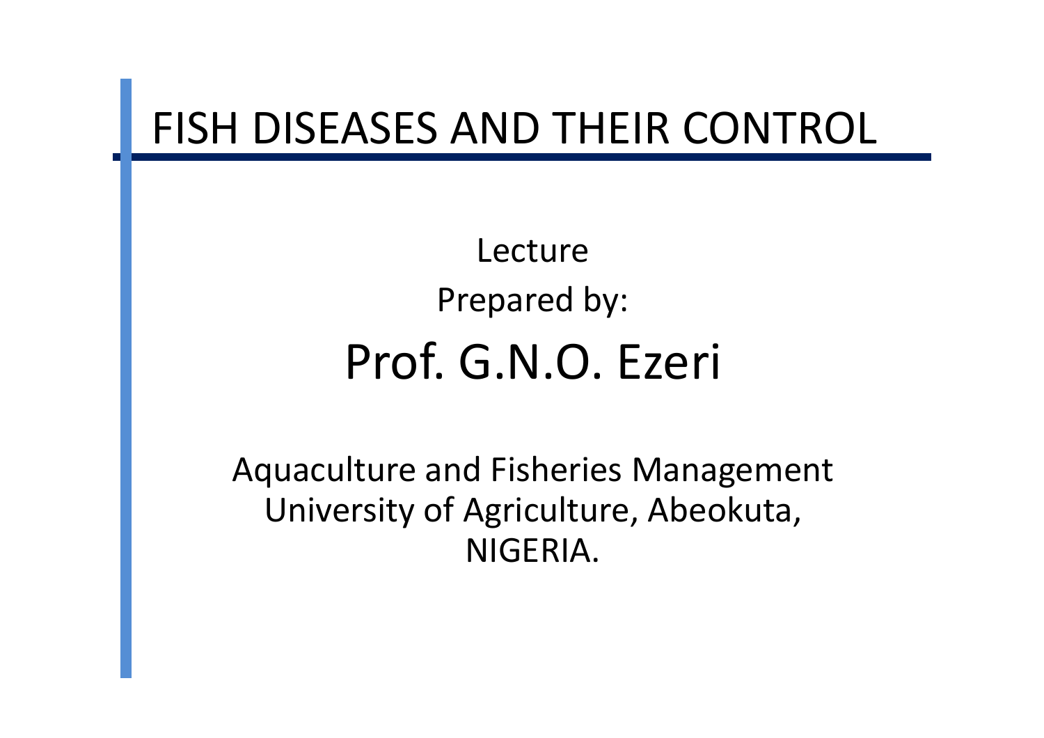# FISH DISEASES AND THEIR CONTROL

Lecture

Prepared by:

## Prof. G.N.O. Ezeri

Aquaculture and Fisheries Management
University of Agriculture, Abeokuta,
NIGERIA.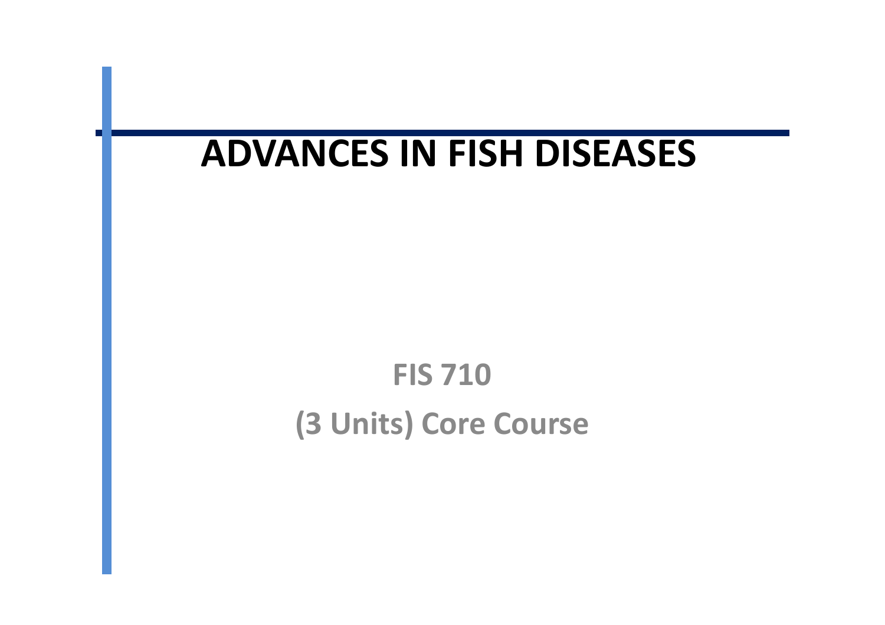# ADVANCES IN FISH DISEASES

**FIS 710**

**(3 Units) Core Course**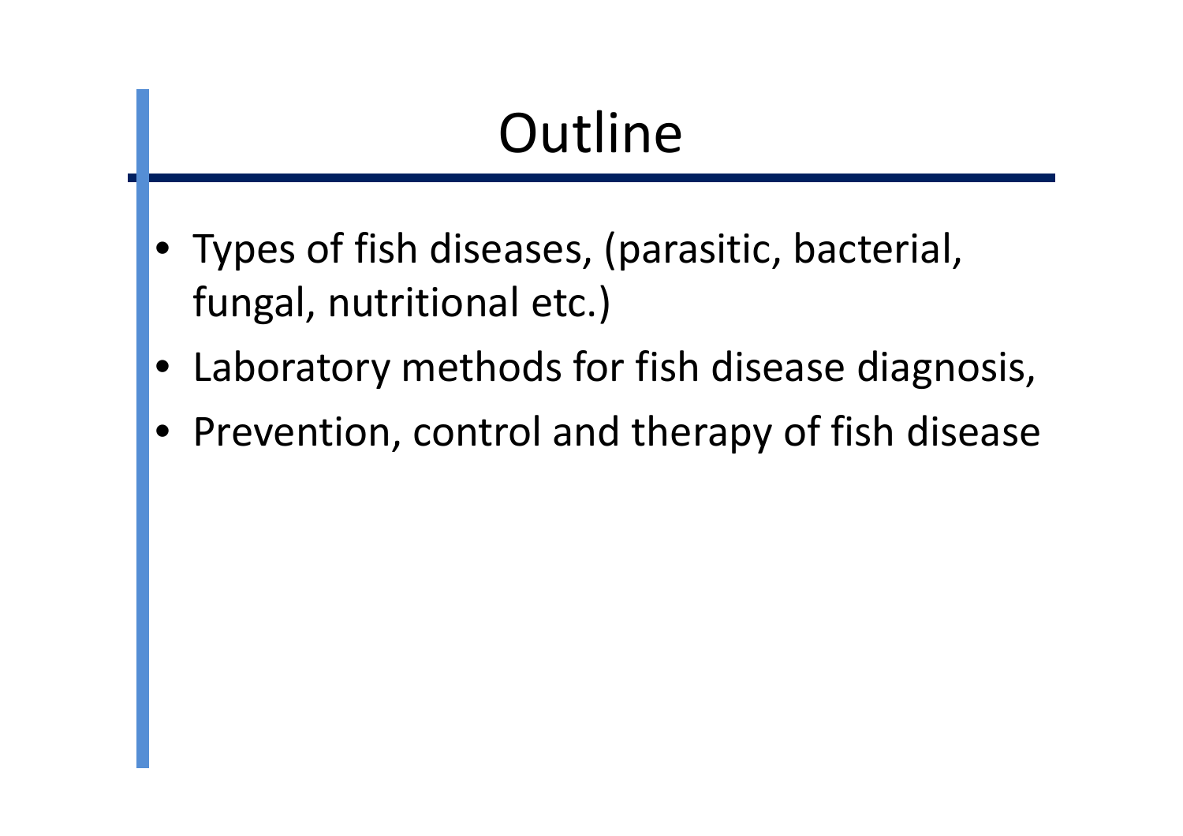# Outline

- Types of fish diseases, (parasitic, bacterial, fungal, nutritional etc.)
- Laboratory methods for fish disease diagnosis,
- Prevention, control and therapy of fish disease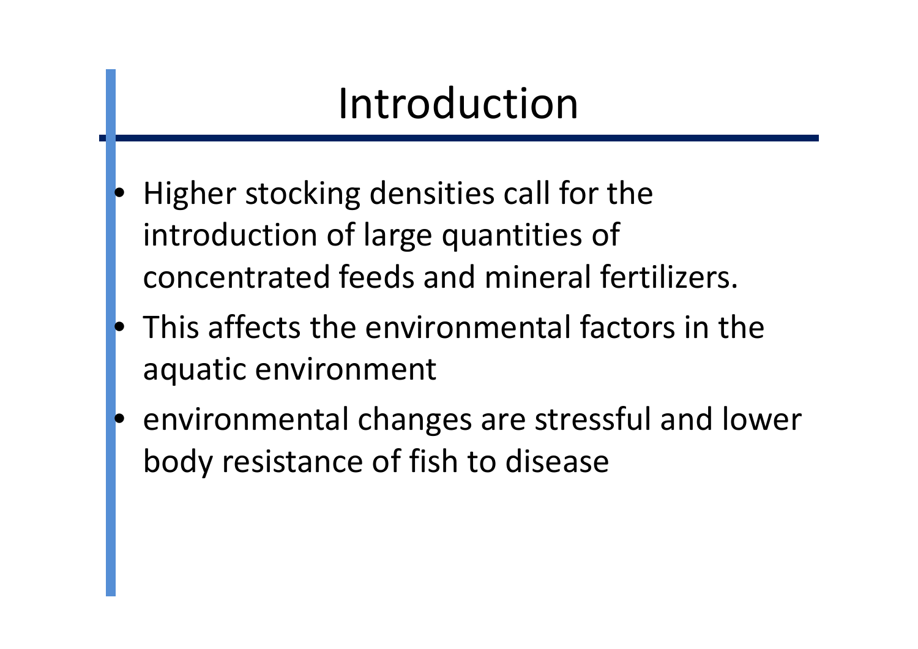# Introduction

- Higher stocking densities call for the introduction of large quantities of concentrated feeds and mineral fertilizers.
- This affects the environmental factors in the aquatic environment
- environmental changes are stressful and lower body resistance of fish to disease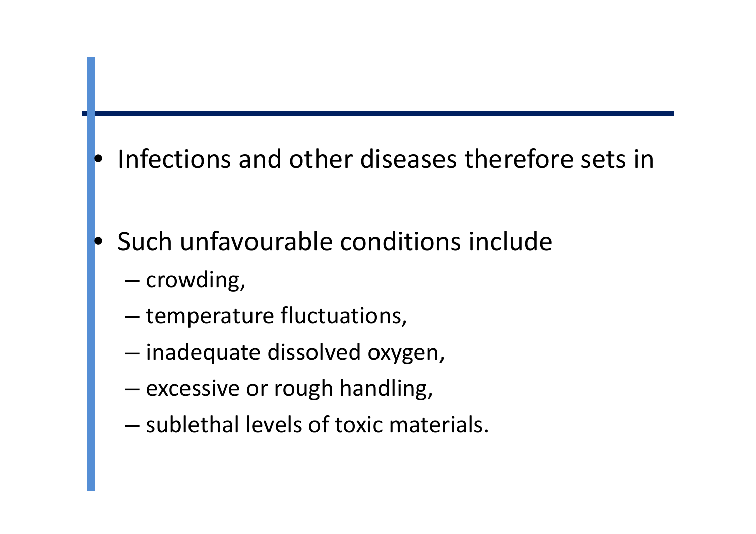- Infections and other diseases therefore sets in

- Such unfavourable conditions include
  - crowding,
  - temperature fluctuations,
  - inadequate dissolved oxygen,
  - excessive or rough handling,
  - sublethal levels of toxic materials.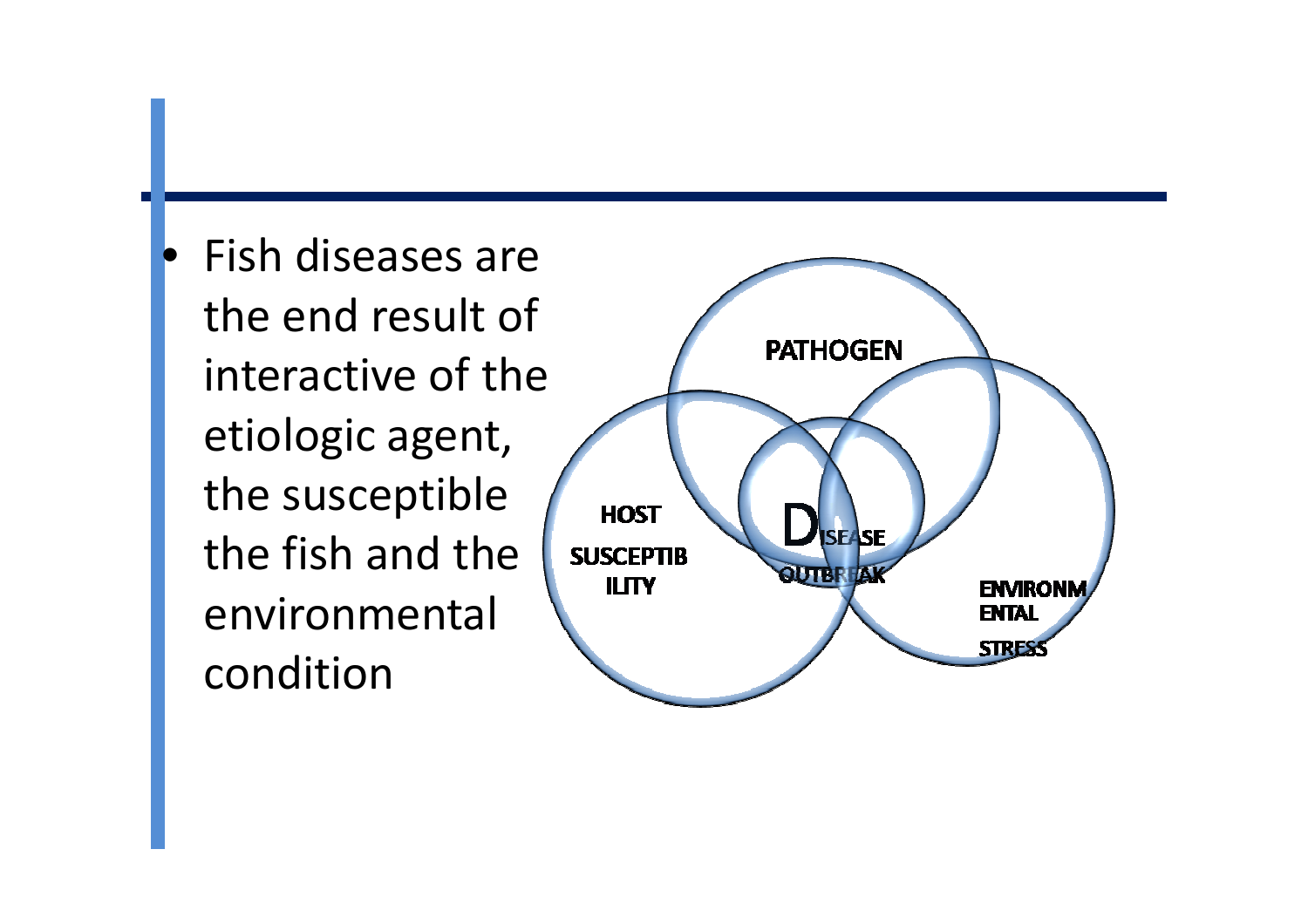- Fish diseases are the end result of interactive of the etiologic agent, the susceptible the fish and the environmental condition

PATHOGEN

HOST SUSCEPTIB ILITY

DISEASE OUTBREAK

ENVIRONM ENTAL STRESS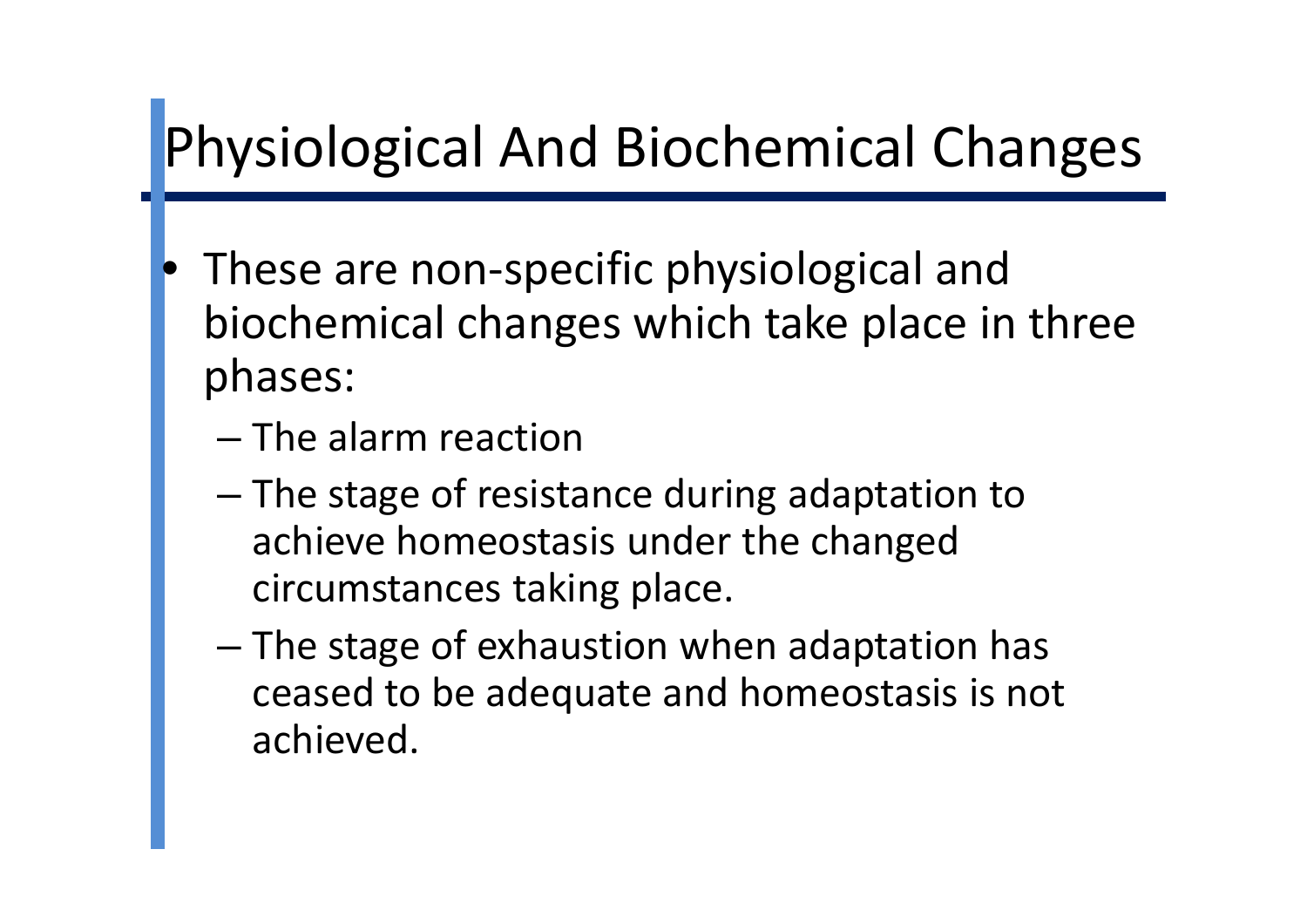# Physiological And Biochemical Changes

- These are non-specific physiological and biochemical changes which take place in three phases:
  - The alarm reaction
  - The stage of resistance during adaptation to achieve homeostasis under the changed circumstances taking place.
  - The stage of exhaustion when adaptation has ceased to be adequate and homeostasis is not achieved.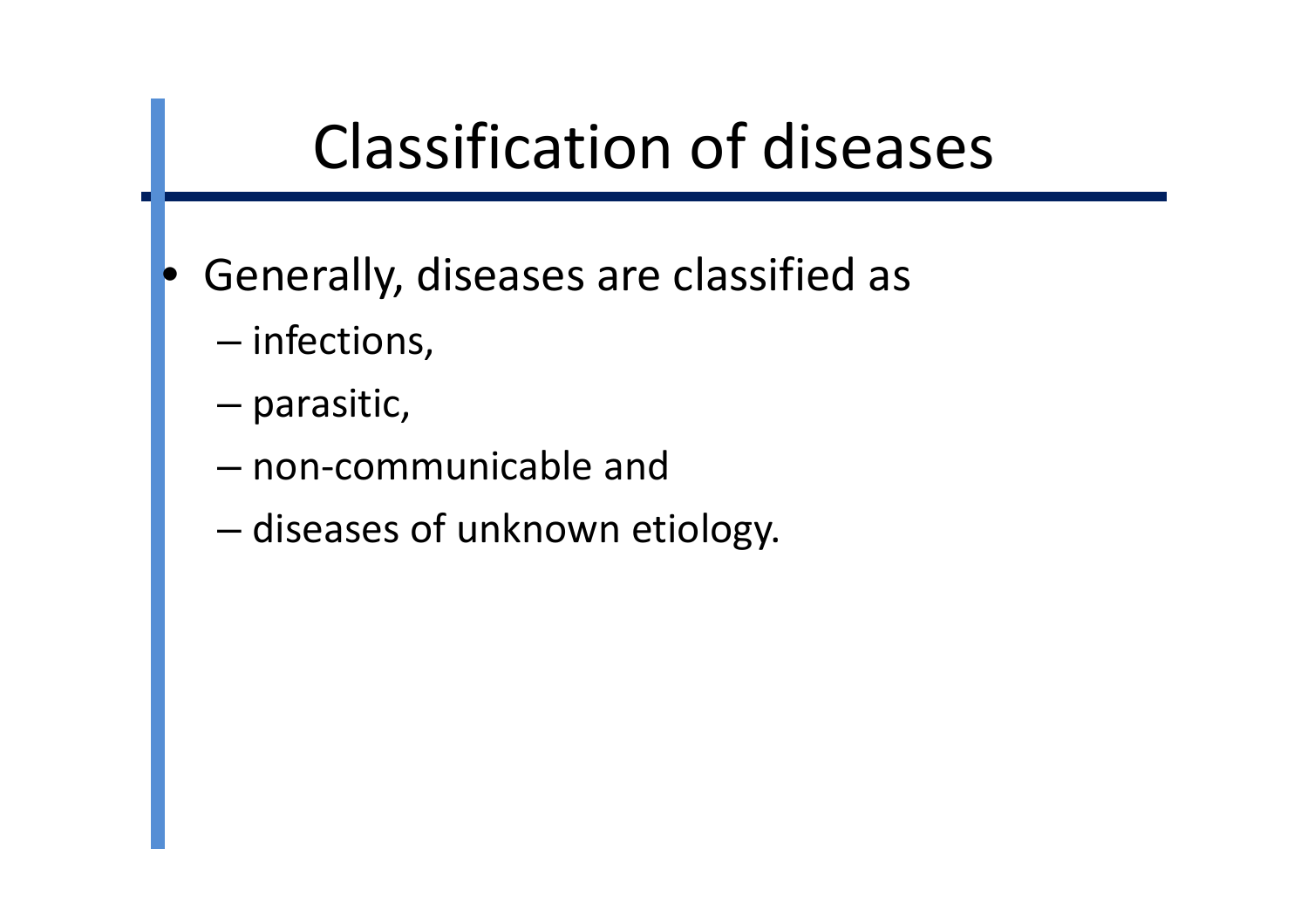# Classification of diseases

- Generally, diseases are classified as
  - infections,
  - parasitic,
  - non-communicable and
  - diseases of unknown etiology.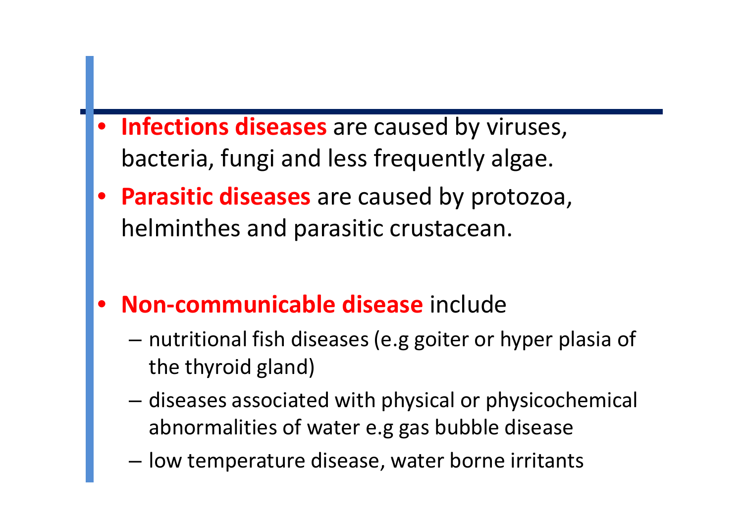- **Infections diseases** are caused by viruses, bacteria, fungi and less frequently algae.
- **Parasitic diseases** are caused by protozoa, helminthes and parasitic crustacean.
- **Non-communicable disease** include
  - nutritional fish diseases (e.g goiter or hyper plasia of the thyroid gland)
  - diseases associated with physical or physicochemical abnormalities of water e.g gas bubble disease
  - low temperature disease, water borne irritants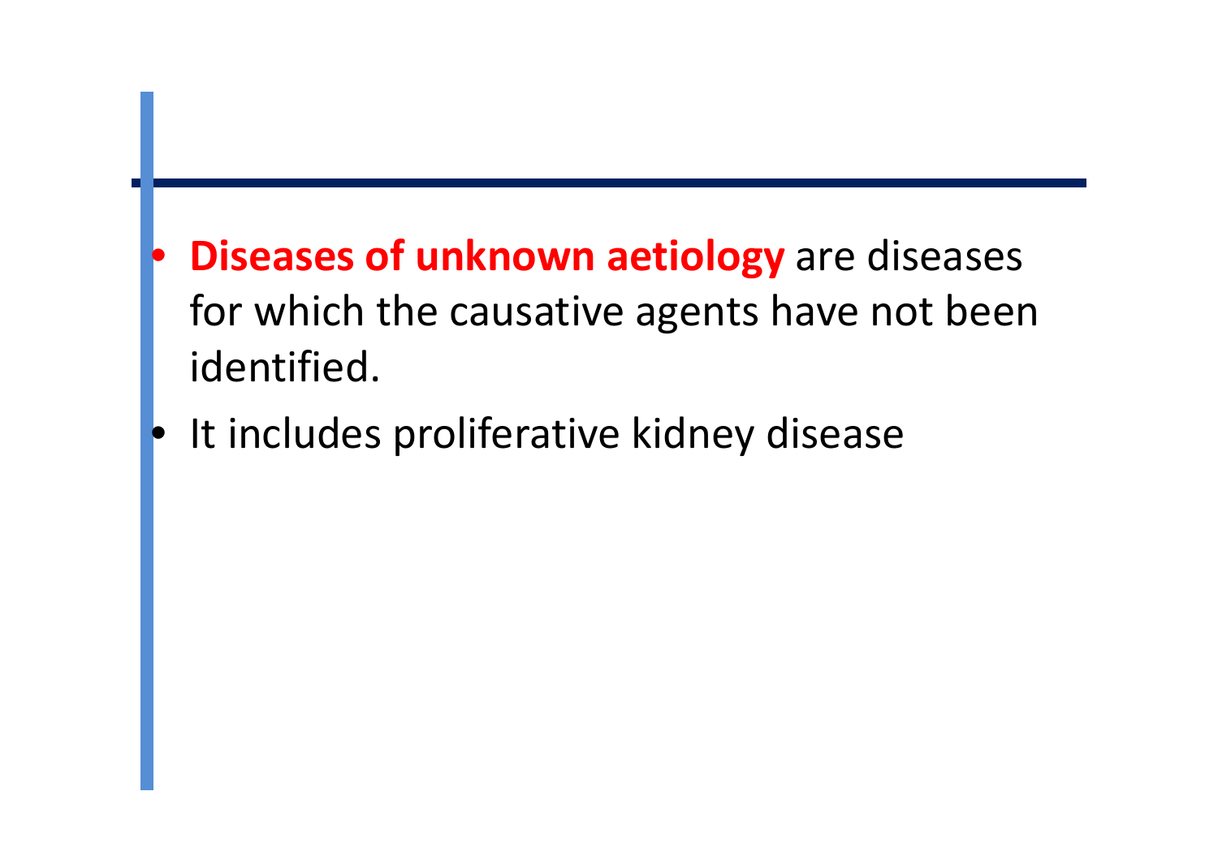- **Diseases of unknown aetiology** are diseases for which the causative agents have not been identified.
- It includes proliferative kidney disease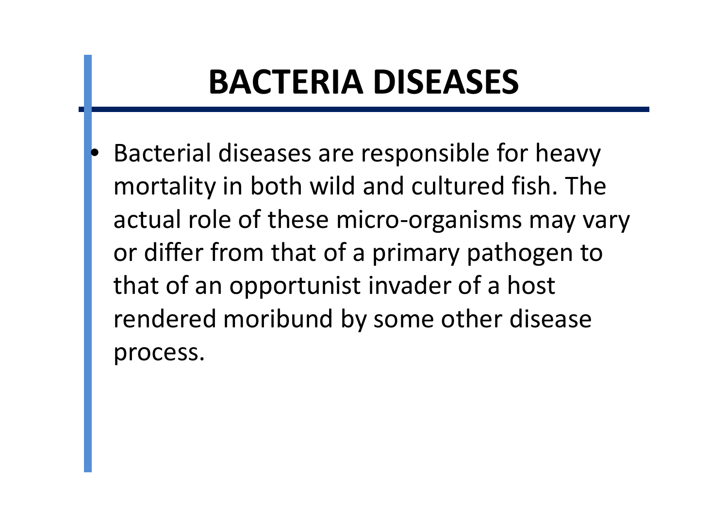# BACTERIA DISEASES

- Bacterial diseases are responsible for heavy mortality in both wild and cultured fish. The actual role of these micro-organisms may vary or differ from that of a primary pathogen to that of an opportunist invader of a host rendered moribund by some other disease process.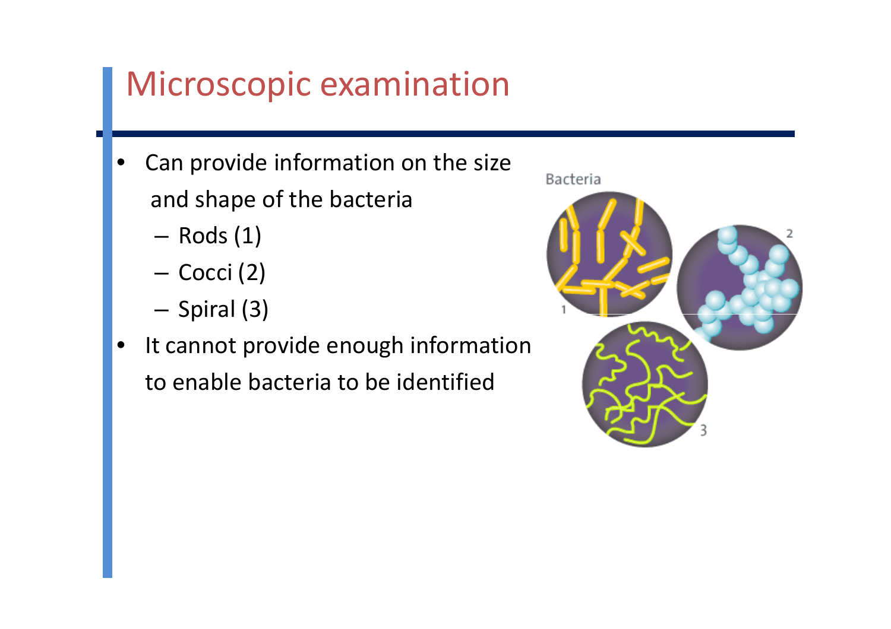# Microscopic examination

- Can provide information on the size and shape of the bacteria
  - Rods (1)
  - Cocci (2)
  - Spiral (3)
- It cannot provide enough information to enable bacteria to be identified

Bacteria

1

2

3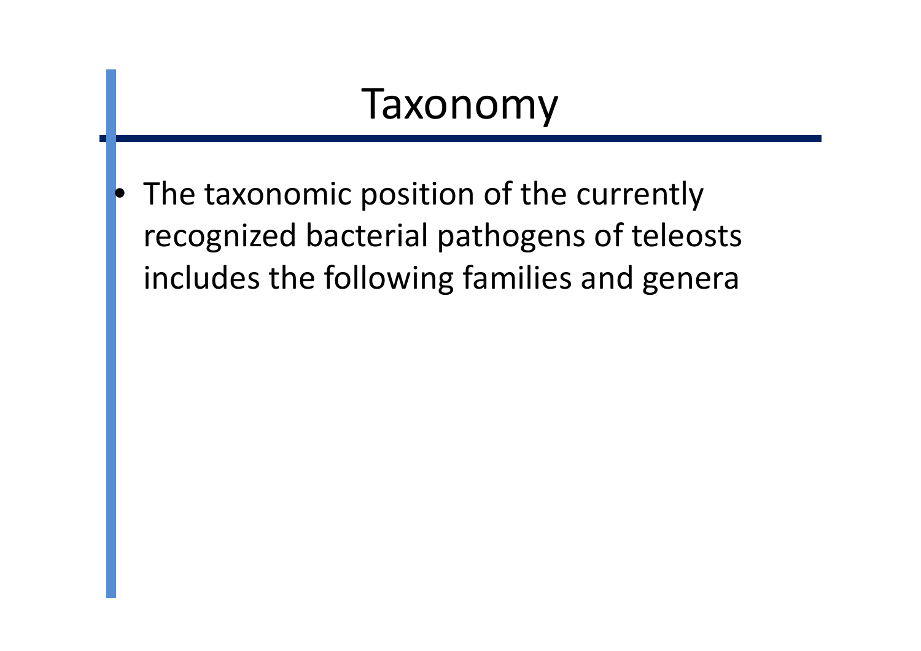# Taxonomy

- The taxonomic position of the currently recognized bacterial pathogens of teleosts includes the following families and genera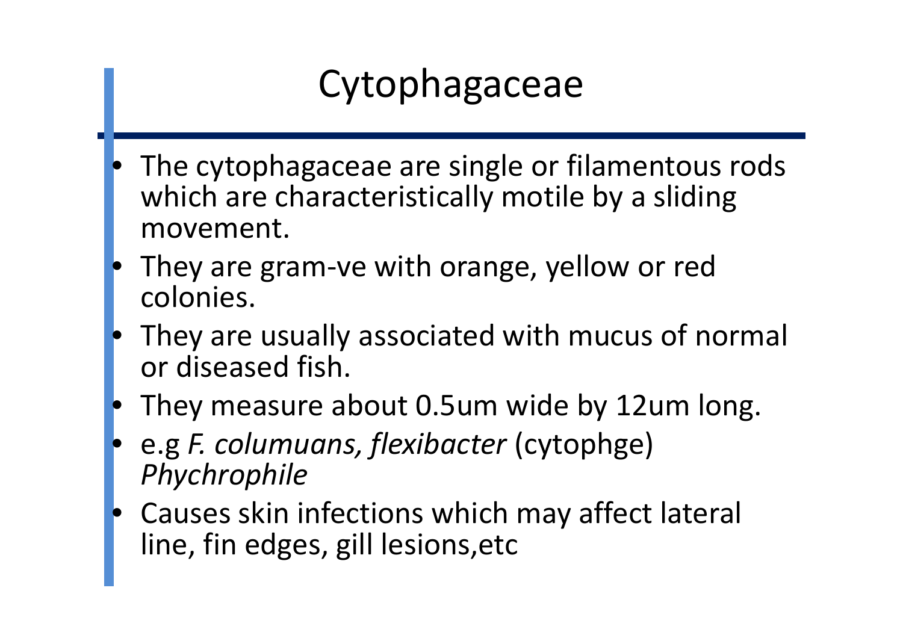# Cytophagaceae

- The cytophagaceae are single or filamentous rods which are characteristically motile by a sliding movement.
- They are gram-ve with orange, yellow or red colonies.
- They are usually associated with mucus of normal or diseased fish.
- They measure about 0.5um wide by 12um long.
- e.g *F. columuans, flexibacter* (cytophge) *Phychrophile*
- Causes skin infections which may affect lateral line, fin edges, gill lesions,etc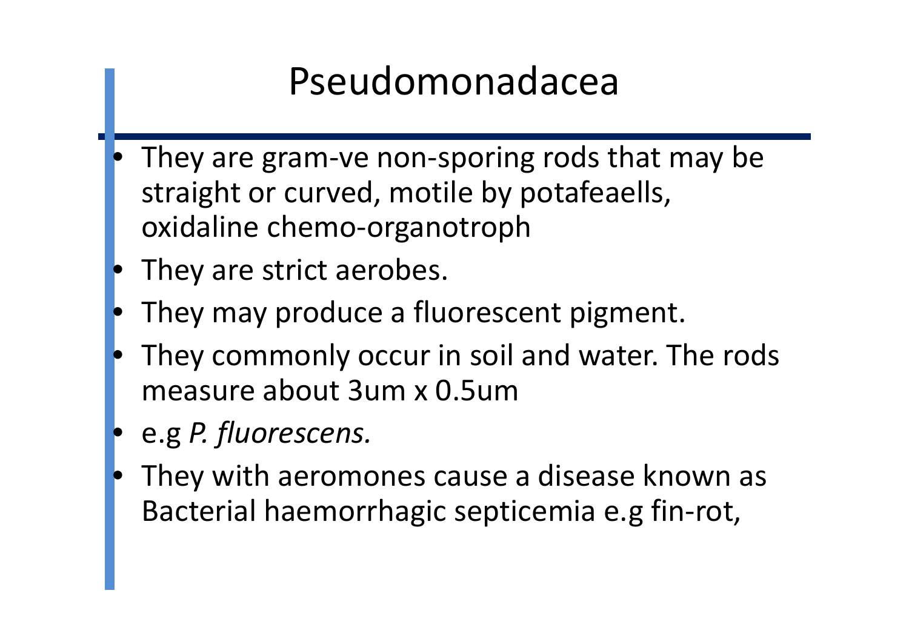# Pseudomonadacea

- They are gram-ve non-sporing rods that may be straight or curved, motile by potafeaells, oxidaline chemo-organotroph
- They are strict aerobes.
- They may produce a fluorescent pigment.
- They commonly occur in soil and water. The rods measure about 3um x 0.5um
- e.g *P. fluorescens.*
- They with aeromones cause a disease known as Bacterial haemorrhagic septicemia e.g fin-rot,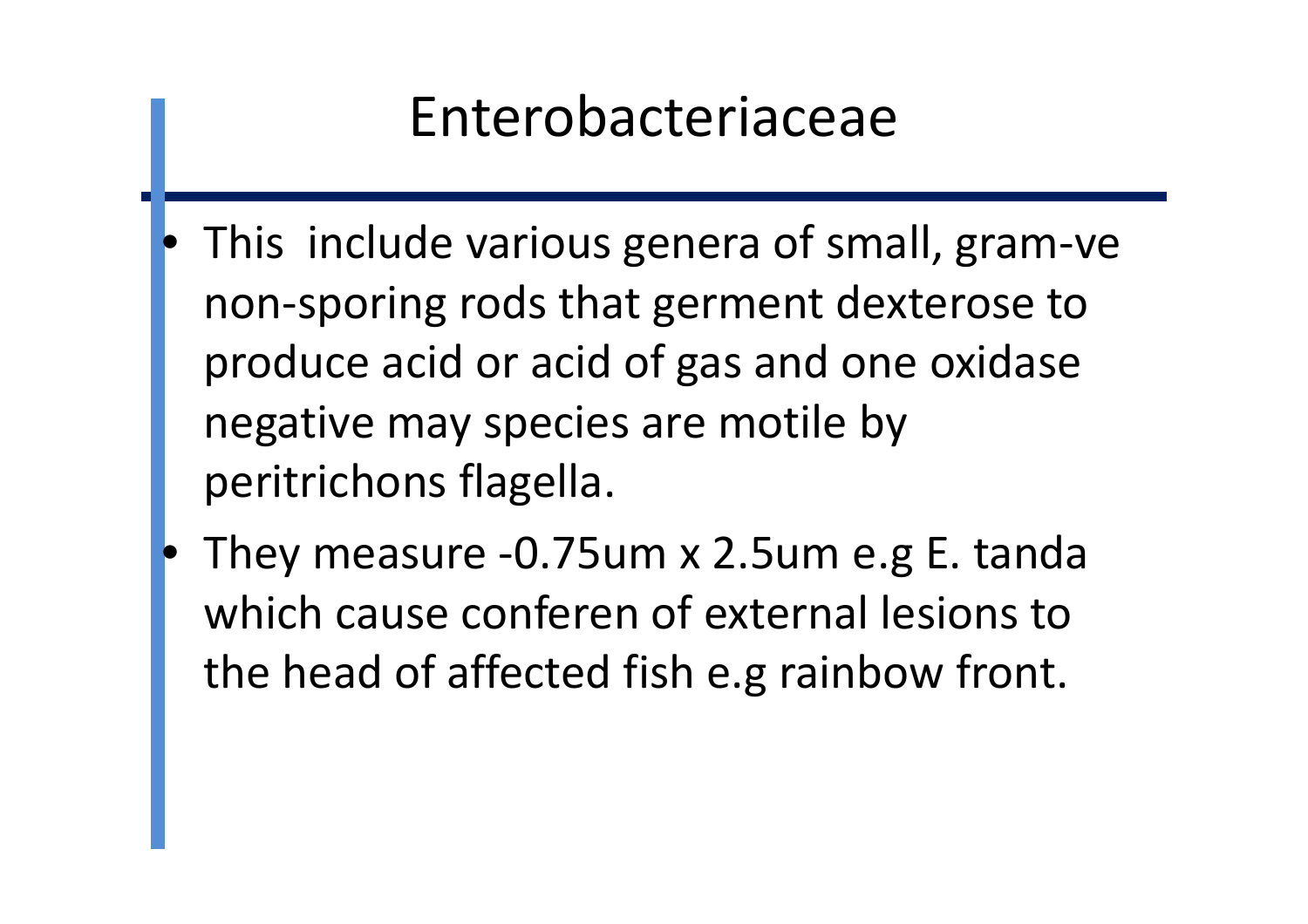# Enterobacteriaceae

- This include various genera of small, gram-ve non-sporing rods that germent dexterose to produce acid or acid of gas and one oxidase negative may species are motile by peritrichons flagella.
- They measure -0.75um x 2.5um e.g E. tanda which cause conferen of external lesions to the head of affected fish e.g rainbow front.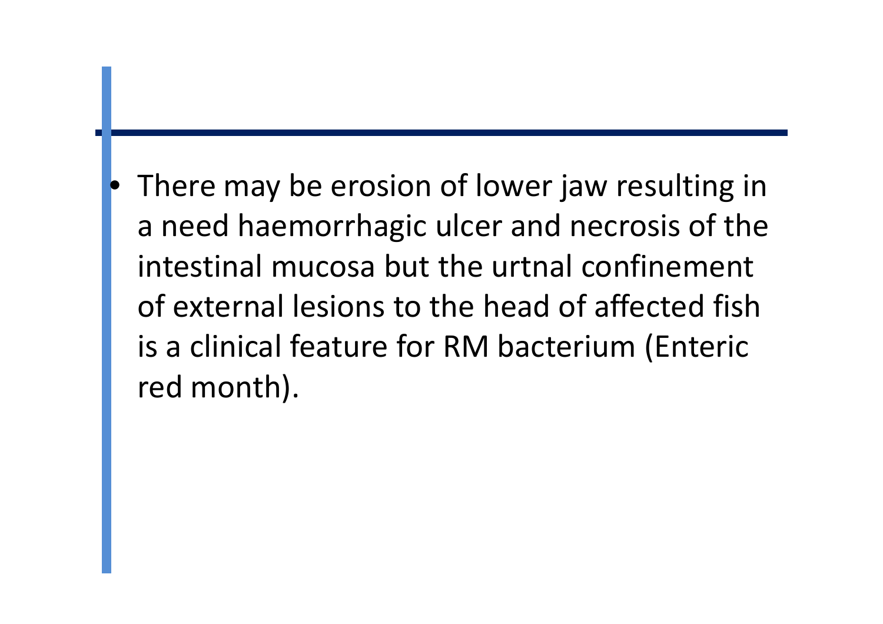- There may be erosion of lower jaw resulting in a need haemorrhagic ulcer and necrosis of the intestinal mucosa but the urtnal confinement of external lesions to the head of affected fish is a clinical feature for RM bacterium (Enteric red month).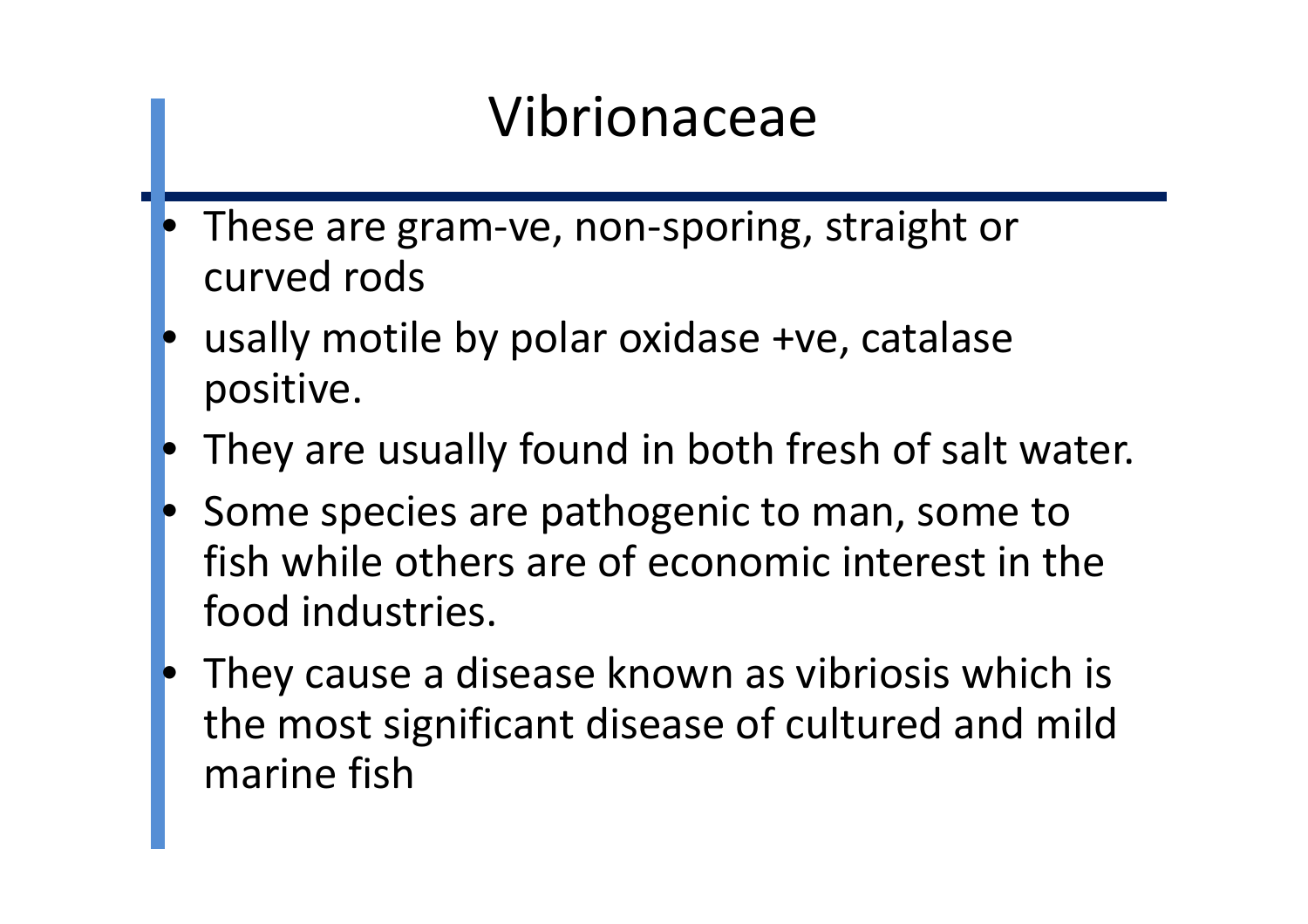# Vibrionaceae

- These are gram-ve, non-sporing, straight or curved rods
- usally motile by polar oxidase +ve, catalase positive.
- They are usually found in both fresh of salt water.
- Some species are pathogenic to man, some to fish while others are of economic interest in the food industries.
- They cause a disease known as vibriosis which is the most significant disease of cultured and mild marine fish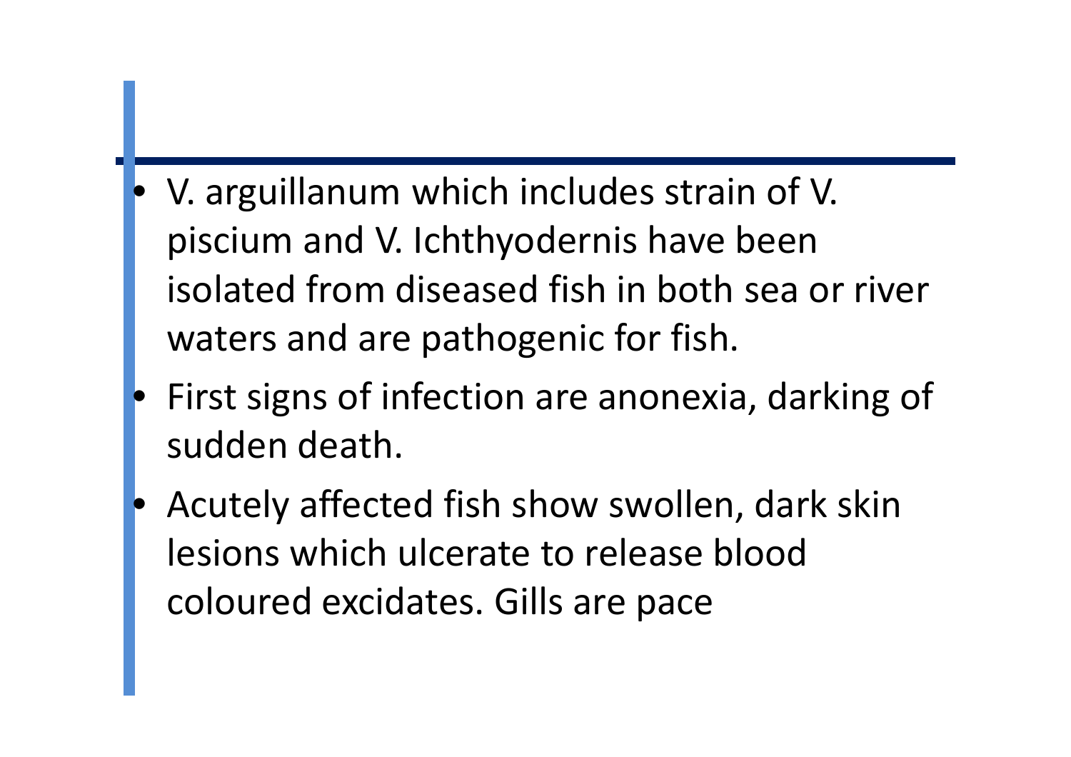- V. arguillanum which includes strain of V. piscium and V. Ichthyodernis have been isolated from diseased fish in both sea or river waters and are pathogenic for fish.
- First signs of infection are anonexia, darking of sudden death.
- Acutely affected fish show swollen, dark skin lesions which ulcerate to release blood coloured excidates. Gills are pace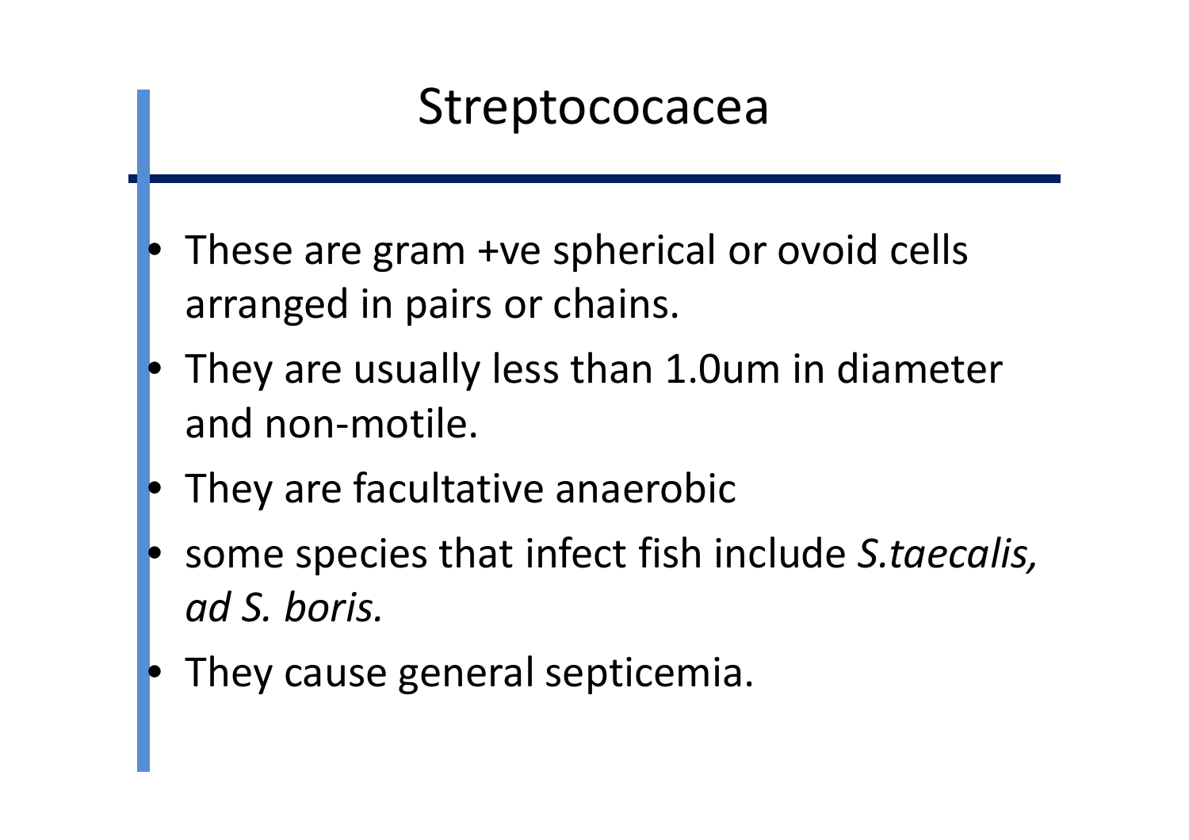# Streptococacea

- These are gram +ve spherical or ovoid cells arranged in pairs or chains.
- They are usually less than 1.0um in diameter and non-motile.
- They are facultative anaerobic
- some species that infect fish include *S.taecalis, ad S. boris.*
- They cause general septicemia.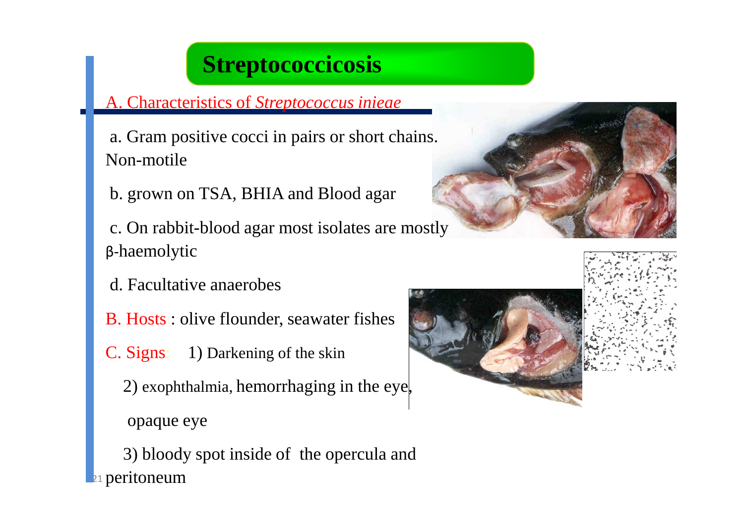# Streptococcicosis

A. Characteristics of *Streptococcus inieae*

a. Gram positive cocci in pairs or short chains. Non-motile

b. grown on TSA, BHIA and Blood agar

c. On rabbit-blood agar most isolates are mostly β-haemolytic

d. Facultative anaerobes

B. Hosts : olive flounder, seawater fishes

C. Signs: 1) Darkening of the skin

2) exophthalmia, hemorrhaging in the eye, opaque eye

3) bloody spot inside of the opercula and peritoneum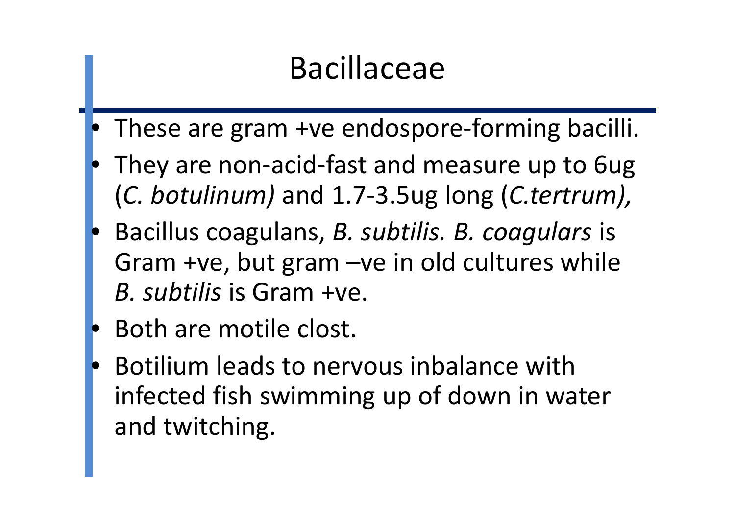# Bacillaceae

- These are gram +ve endospore-forming bacilli.
- They are non-acid-fast and measure up to 6ug (*C. botulinum)* and 1.7-3.5ug long (*C.tertrum),*
- Bacillus coagulans, *B. subtilis. B. coagulars* is Gram +ve, but gram –ve in old cultures while *B. subtilis* is Gram +ve.
- Both are motile clost.
- Botilium leads to nervous inbalance with infected fish swimming up of down in water and twitching.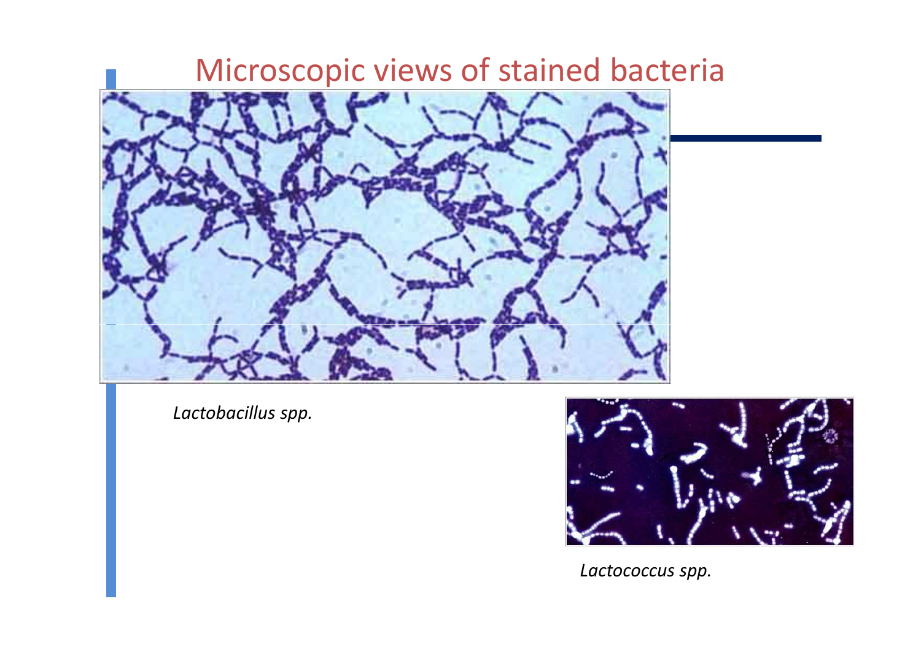# Microscopic views of stained bacteria

*Lactobacillus spp.*

*Lactococcus spp.*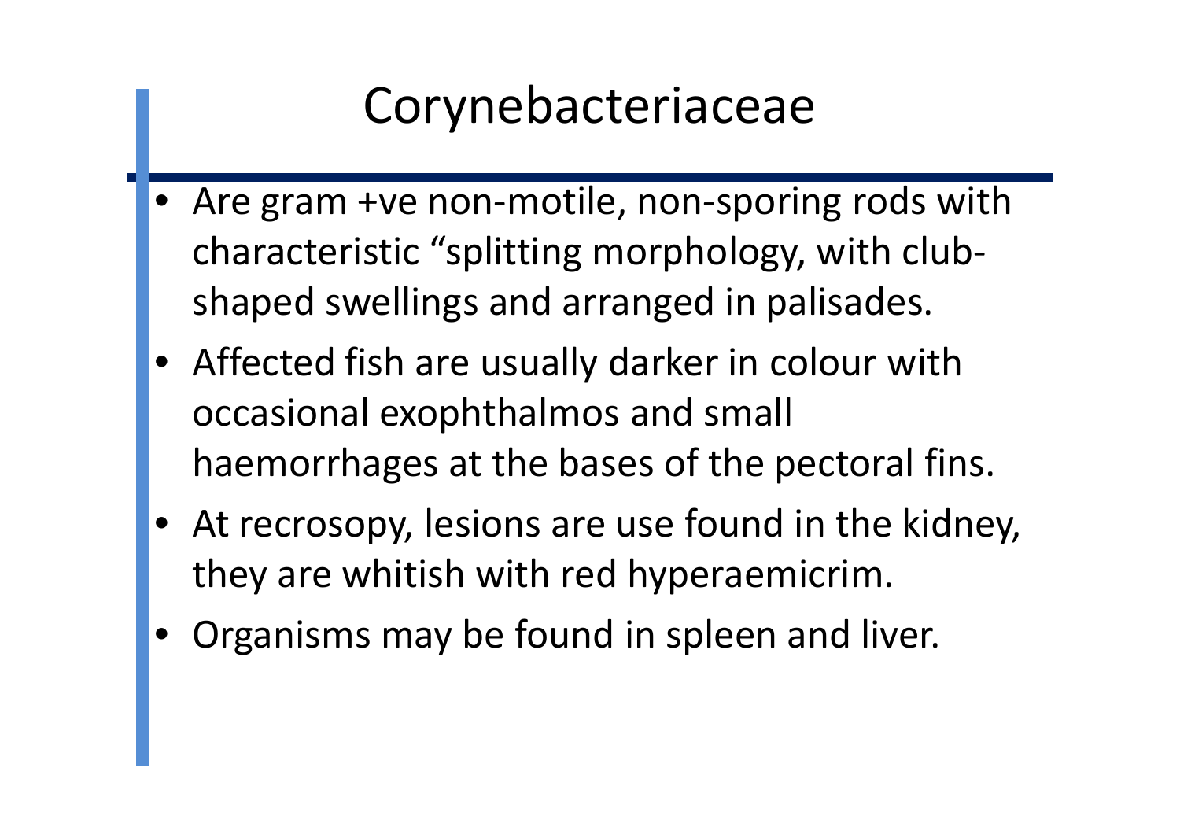# Corynebacteriaceae

- Are gram +ve non-motile, non-sporing rods with characteristic "splitting morphology, with club-shaped swellings and arranged in palisades.
- Affected fish are usually darker in colour with occasional exophthalmos and small haemorrhages at the bases of the pectoral fins.
- At recrosopy, lesions are use found in the kidney, they are whitish with red hyperaemicrim.
- Organisms may be found in spleen and liver.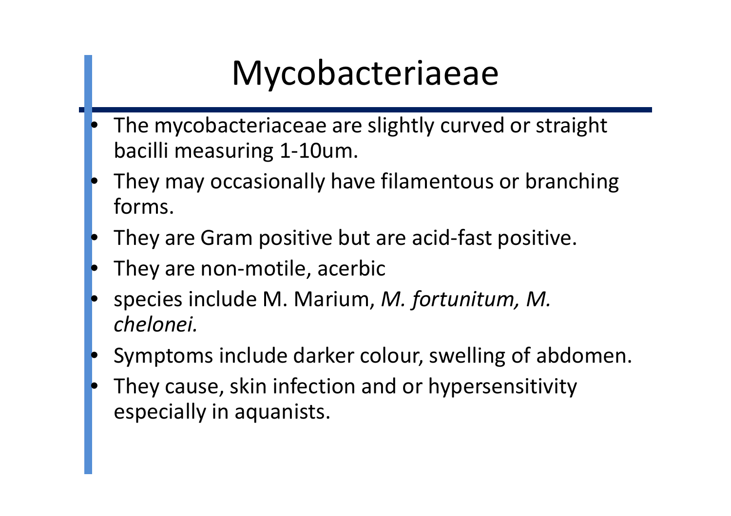# Mycobacteriaeae

- The mycobacteriaceae are slightly curved or straight bacilli measuring 1-10um.
- They may occasionally have filamentous or branching forms.
- They are Gram positive but are acid-fast positive.
- They are non-motile, acerbic
- species include M. Marium, *M. fortunitum, M. chelonei.*
- Symptoms include darker colour, swelling of abdomen.
- They cause, skin infection and or hypersensitivity especially in aquanists.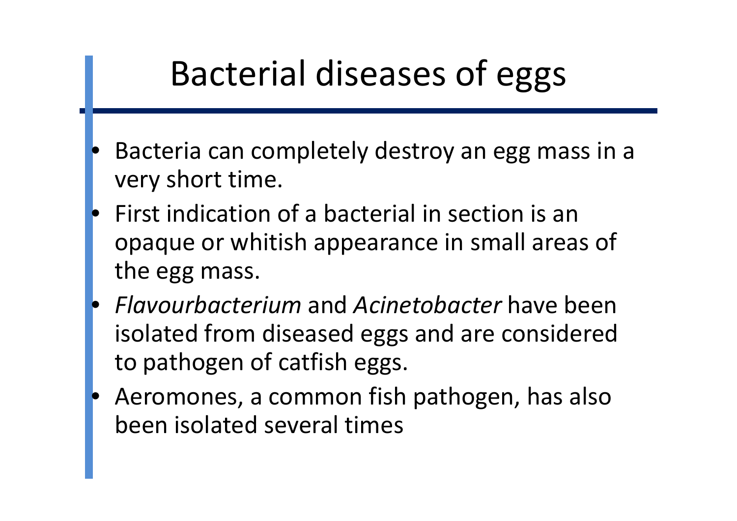# Bacterial diseases of eggs

- Bacteria can completely destroy an egg mass in a very short time.
- First indication of a bacterial in section is an opaque or whitish appearance in small areas of the egg mass.
- *Flavourbacterium* and *Acinetobacter* have been isolated from diseased eggs and are considered to pathogen of catfish eggs.
- Aeromones, a common fish pathogen, has also been isolated several times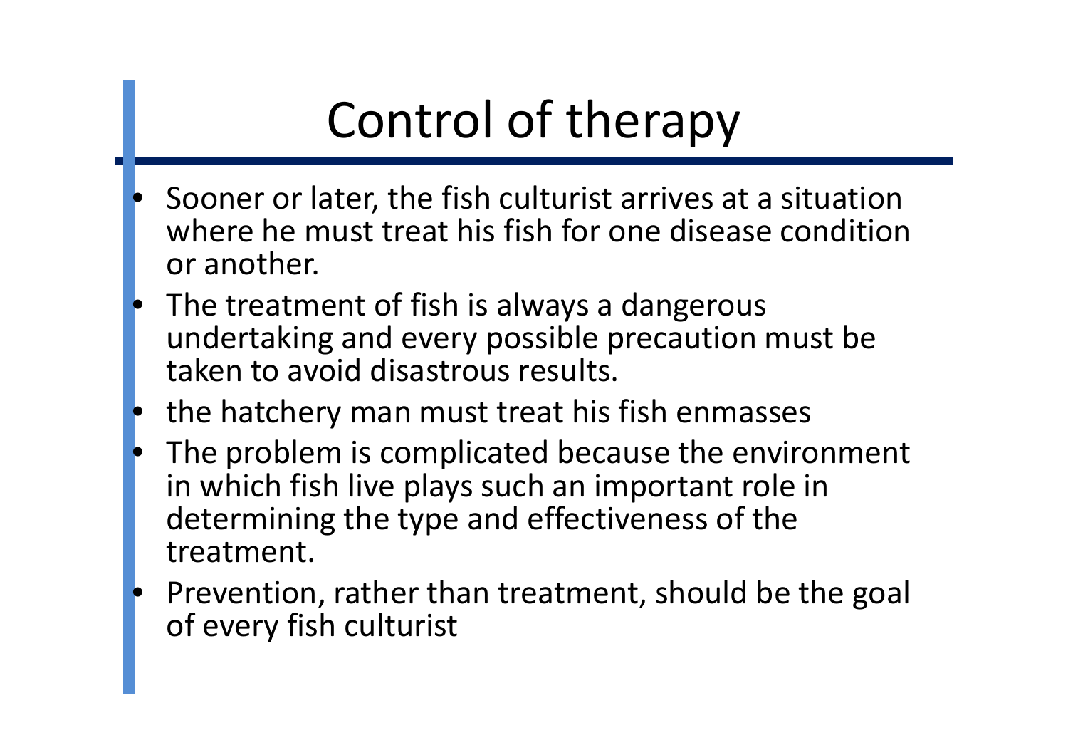# Control of therapy

- Sooner or later, the fish culturist arrives at a situation where he must treat his fish for one disease condition or another.
- The treatment of fish is always a dangerous undertaking and every possible precaution must be taken to avoid disastrous results.
- the hatchery man must treat his fish enmasses
- The problem is complicated because the environment in which fish live plays such an important role in determining the type and effectiveness of the treatment.
- Prevention, rather than treatment, should be the goal of every fish culturist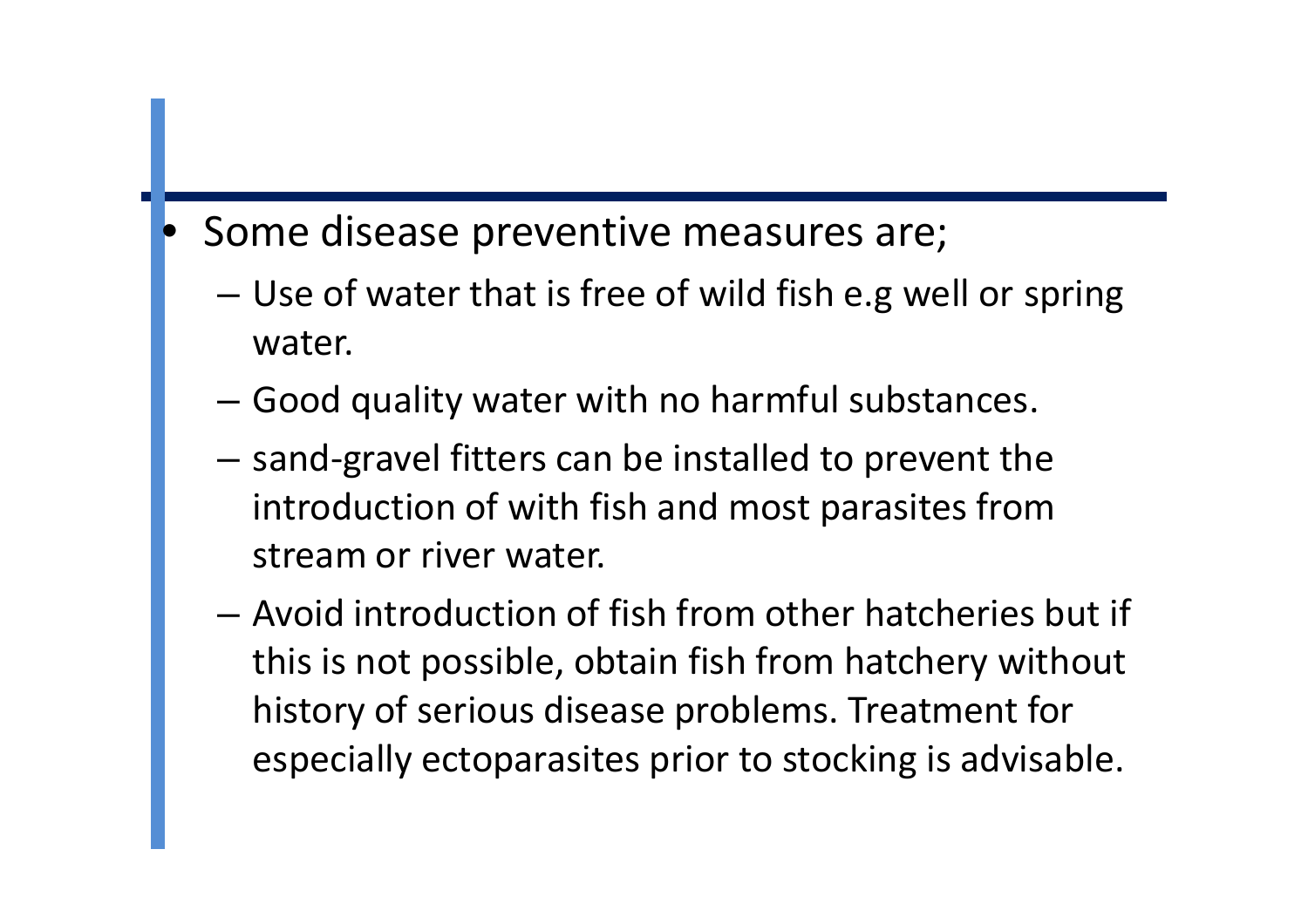- Some disease preventive measures are;
  - Use of water that is free of wild fish e.g well or spring water.
  - Good quality water with no harmful substances.
  - sand-gravel fitters can be installed to prevent the introduction of with fish and most parasites from stream or river water.
  - Avoid introduction of fish from other hatcheries but if this is not possible, obtain fish from hatchery without history of serious disease problems. Treatment for especially ectoparasites prior to stocking is advisable.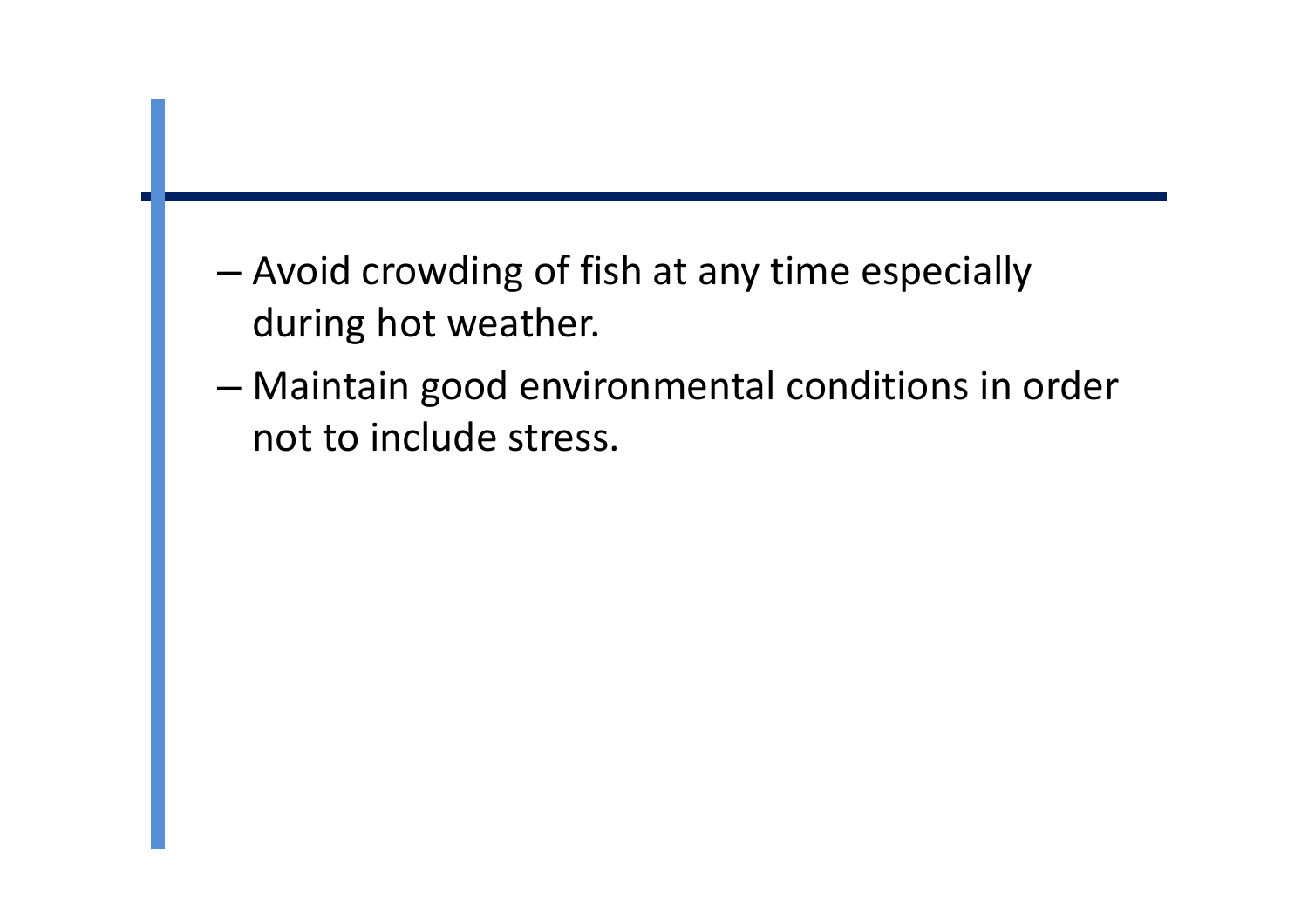- Avoid crowding of fish at any time especially during hot weather.
- Maintain good environmental conditions in order not to include stress.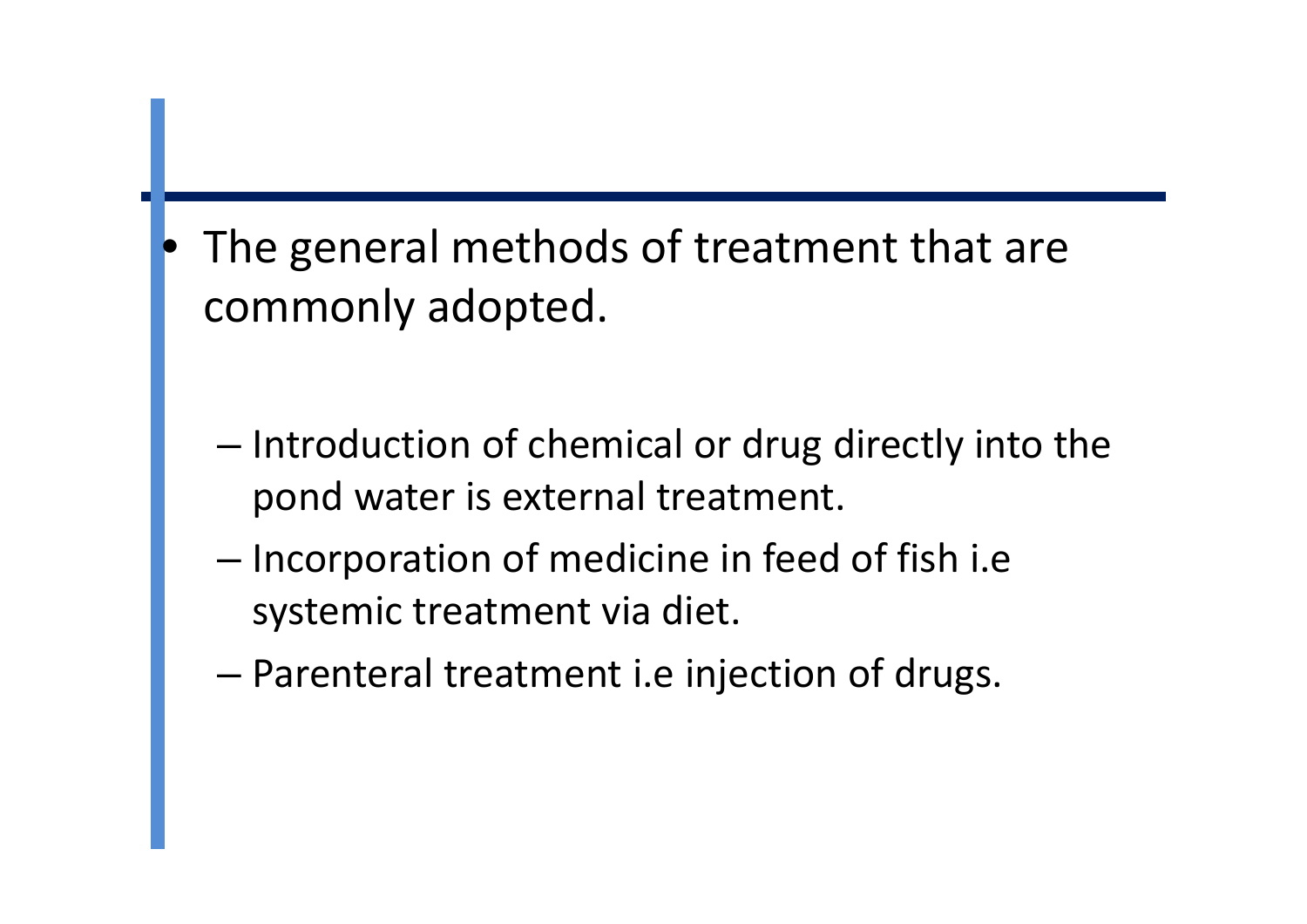- The general methods of treatment that are commonly adopted.
  - Introduction of chemical or drug directly into the pond water is external treatment.
  - Incorporation of medicine in feed of fish i.e systemic treatment via diet.
  - Parenteral treatment i.e injection of drugs.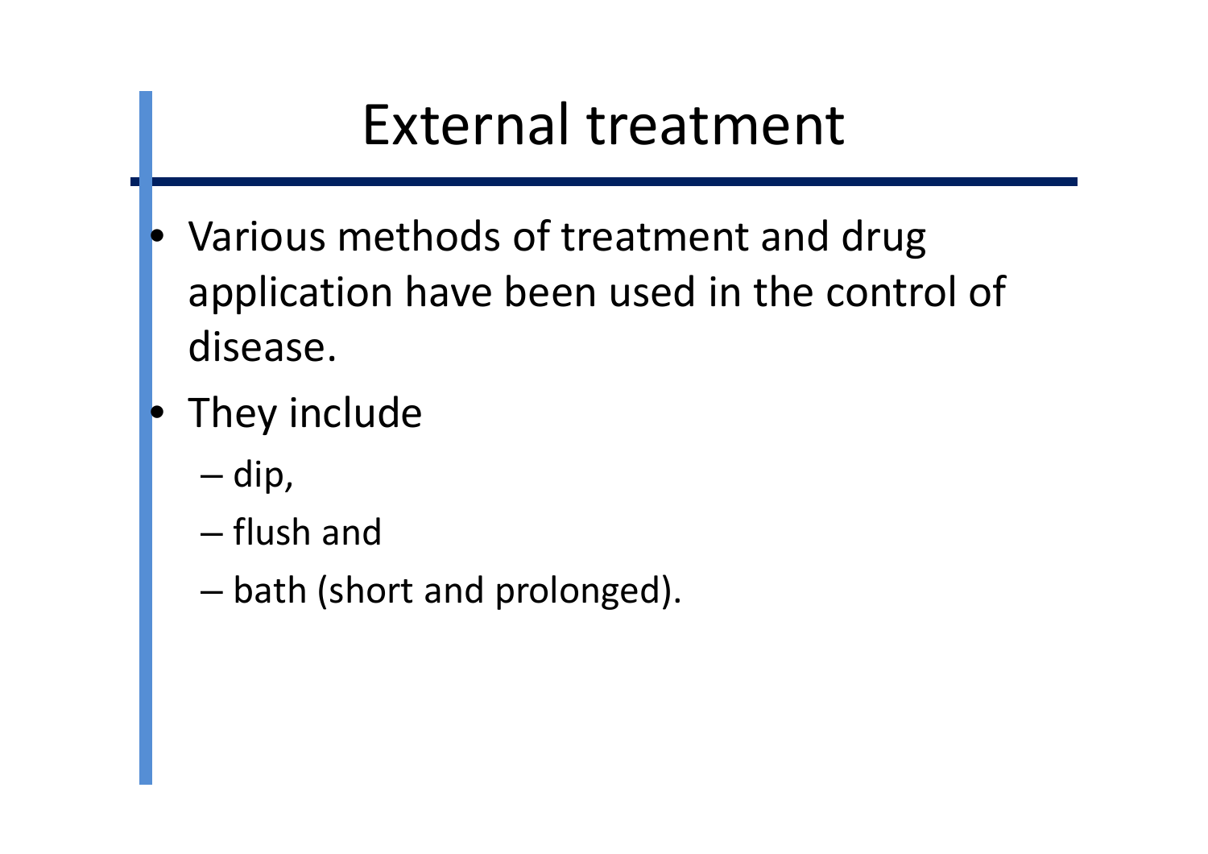# External treatment

- Various methods of treatment and drug application have been used in the control of disease.
- They include
  - dip,
  - flush and
  - bath (short and prolonged).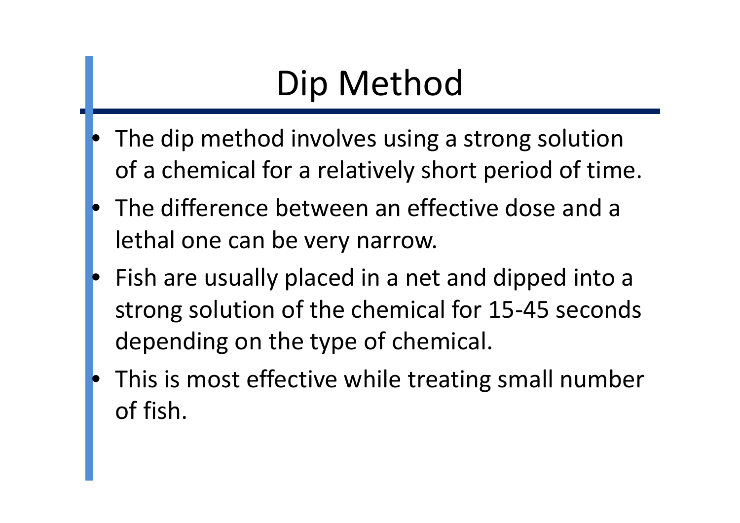# Dip Method

- The dip method involves using a strong solution of a chemical for a relatively short period of time.
- The difference between an effective dose and a lethal one can be very narrow.
- Fish are usually placed in a net and dipped into a strong solution of the chemical for 15-45 seconds depending on the type of chemical.
- This is most effective while treating small number of fish.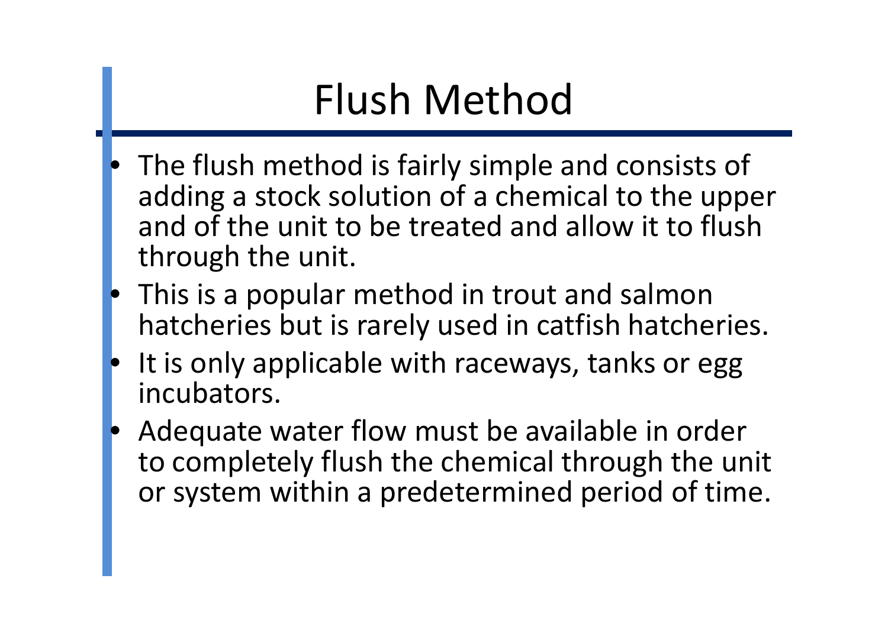# Flush Method

- The flush method is fairly simple and consists of adding a stock solution of a chemical to the upper and of the unit to be treated and allow it to flush through the unit.
- This is a popular method in trout and salmon hatcheries but is rarely used in catfish hatcheries.
- It is only applicable with raceways, tanks or egg incubators.
- Adequate water flow must be available in order to completely flush the chemical through the unit or system within a predetermined period of time.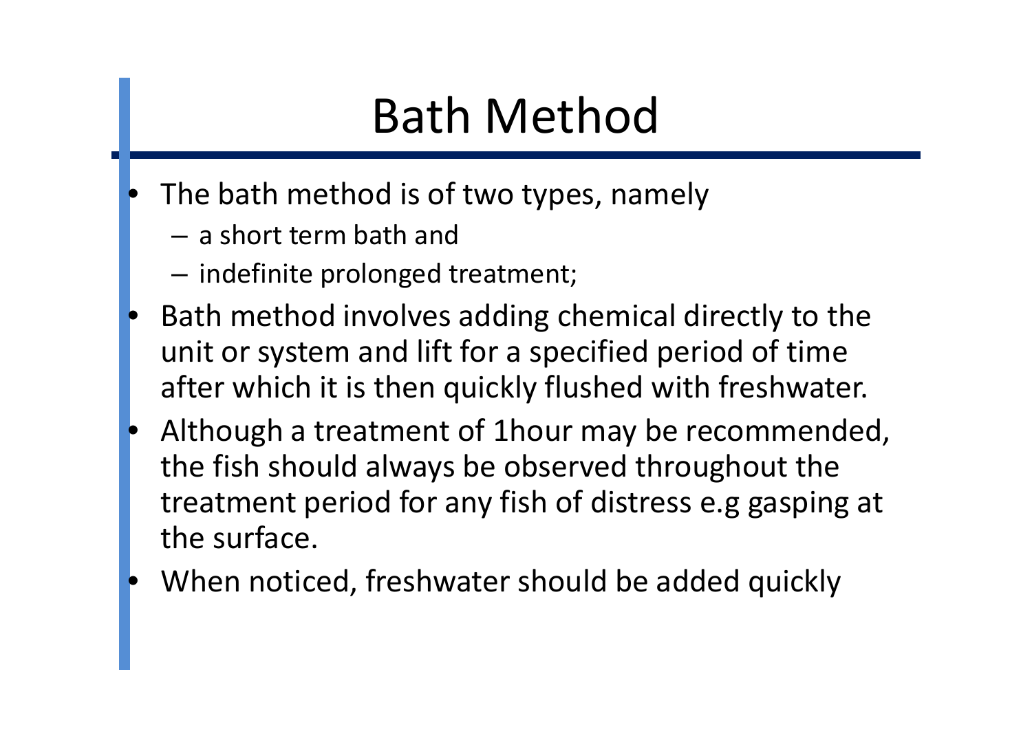# Bath Method

- The bath method is of two types, namely
  - a short term bath and
  - indefinite prolonged treatment;
- Bath method involves adding chemical directly to the unit or system and lift for a specified period of time after which it is then quickly flushed with freshwater.
- Although a treatment of 1hour may be recommended, the fish should always be observed throughout the treatment period for any fish of distress e.g gasping at the surface.
- When noticed, freshwater should be added quickly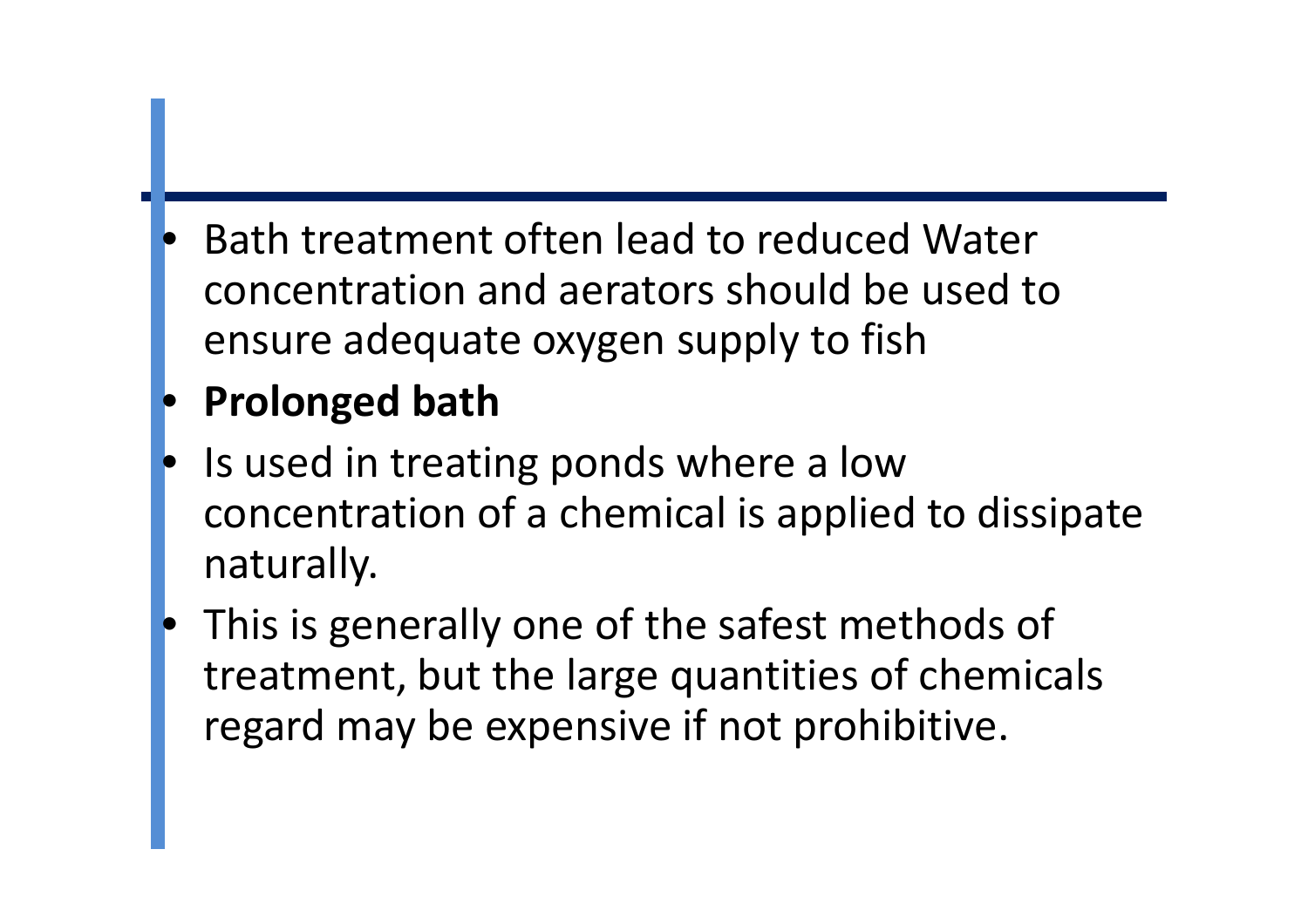- Bath treatment often lead to reduced Water concentration and aerators should be used to ensure adequate oxygen supply to fish
- **Prolonged bath**
- Is used in treating ponds where a low concentration of a chemical is applied to dissipate naturally.
- This is generally one of the safest methods of treatment, but the large quantities of chemicals regard may be expensive if not prohibitive.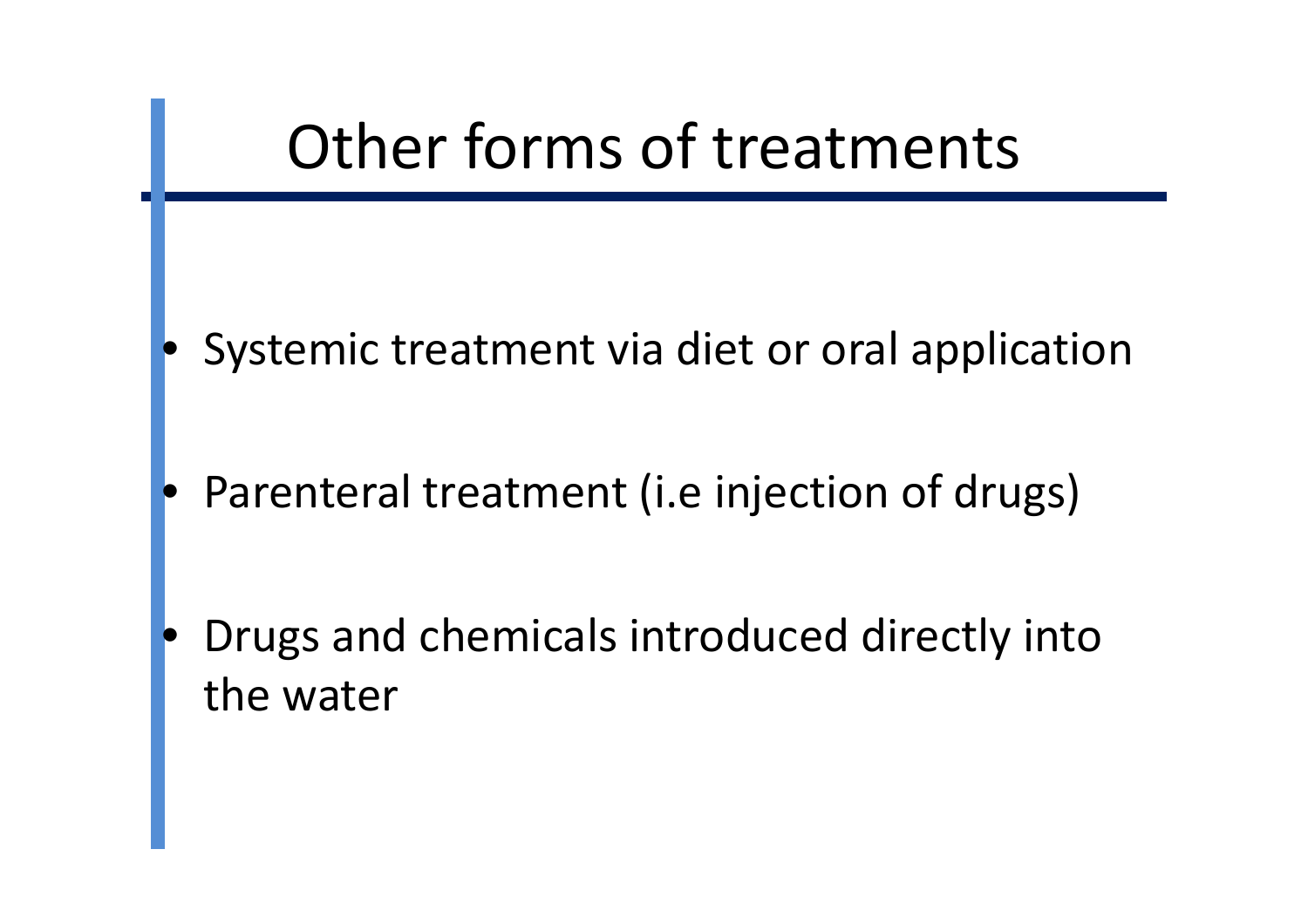# Other forms of treatments

- Systemic treatment via diet or oral application
- Parenteral treatment (i.e injection of drugs)
- Drugs and chemicals introduced directly into the water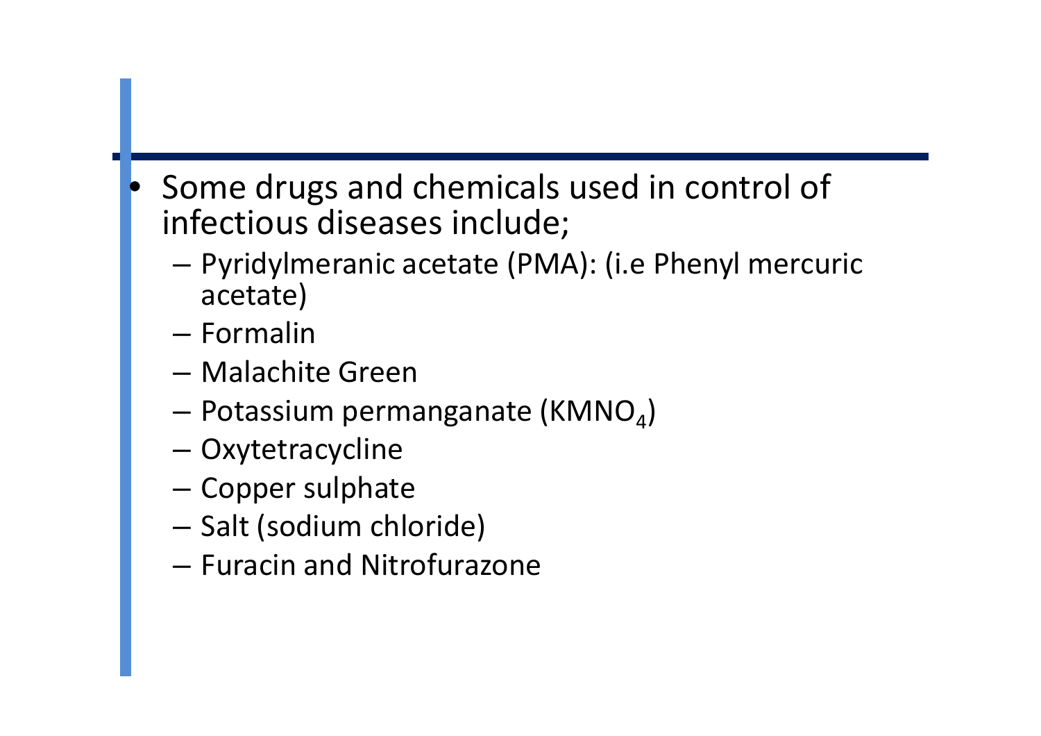- Some drugs and chemicals used in control of infectious diseases include;
  - Pyridylmeranic acetate (PMA): (i.e Phenyl mercuric acetate)
  - Formalin
  - Malachite Green
  - Potassium permanganate ($KMNO_4$)
  - Oxytetracycline
  - Copper sulphate
  - Salt (sodium chloride)
  - Furacin and Nitrofurazone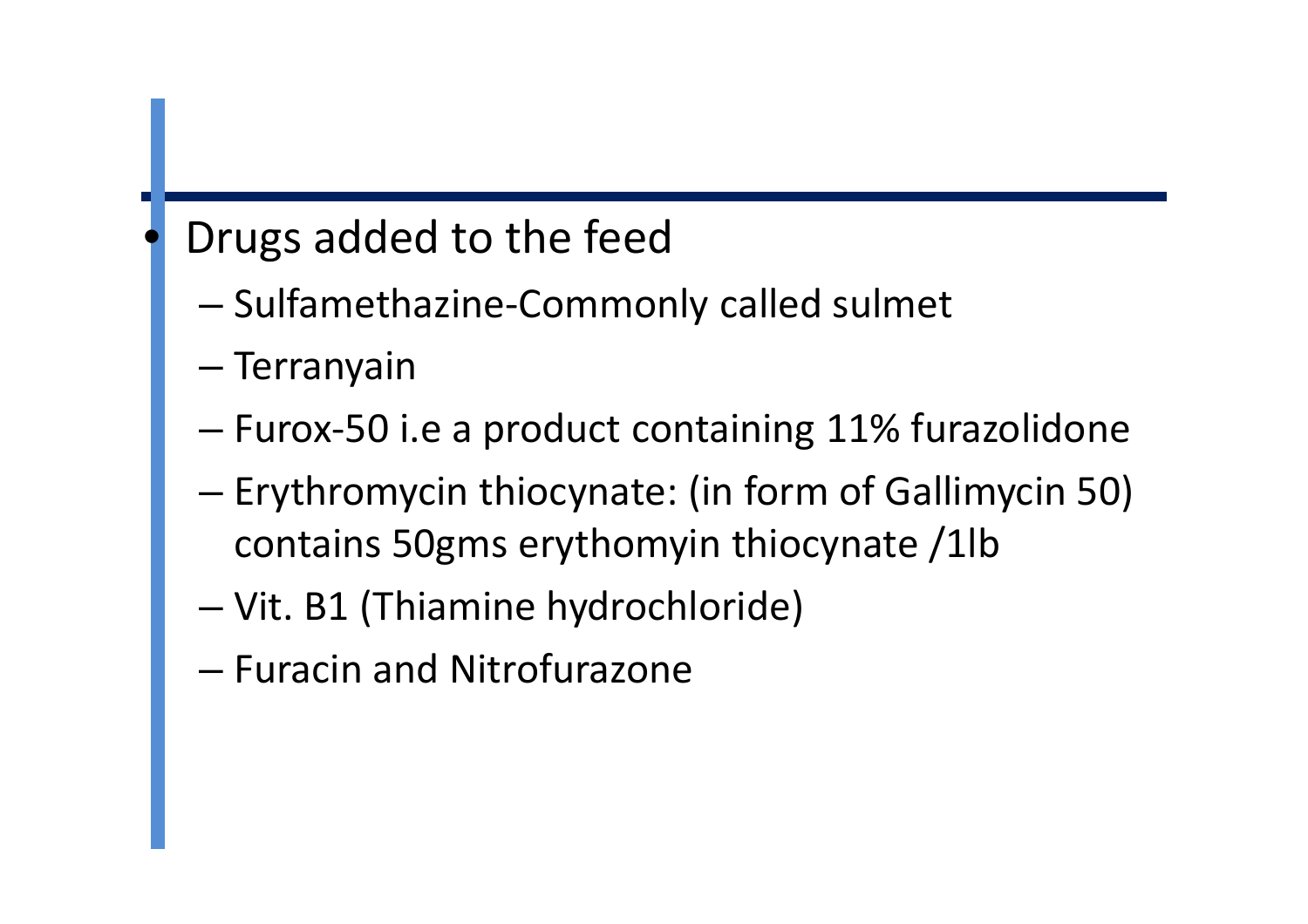- Drugs added to the feed
  - Sulfamethazine-Commonly called sulmet
  - Terranyain
  - Furox-50 i.e a product containing 11% furazolidone
  - Erythromycin thiocynate: (in form of Gallimycin 50) contains 50gms erythomyin thiocynate /1lb
  - Vit. B1 (Thiamine hydrochloride)
  - Furacin and Nitrofurazone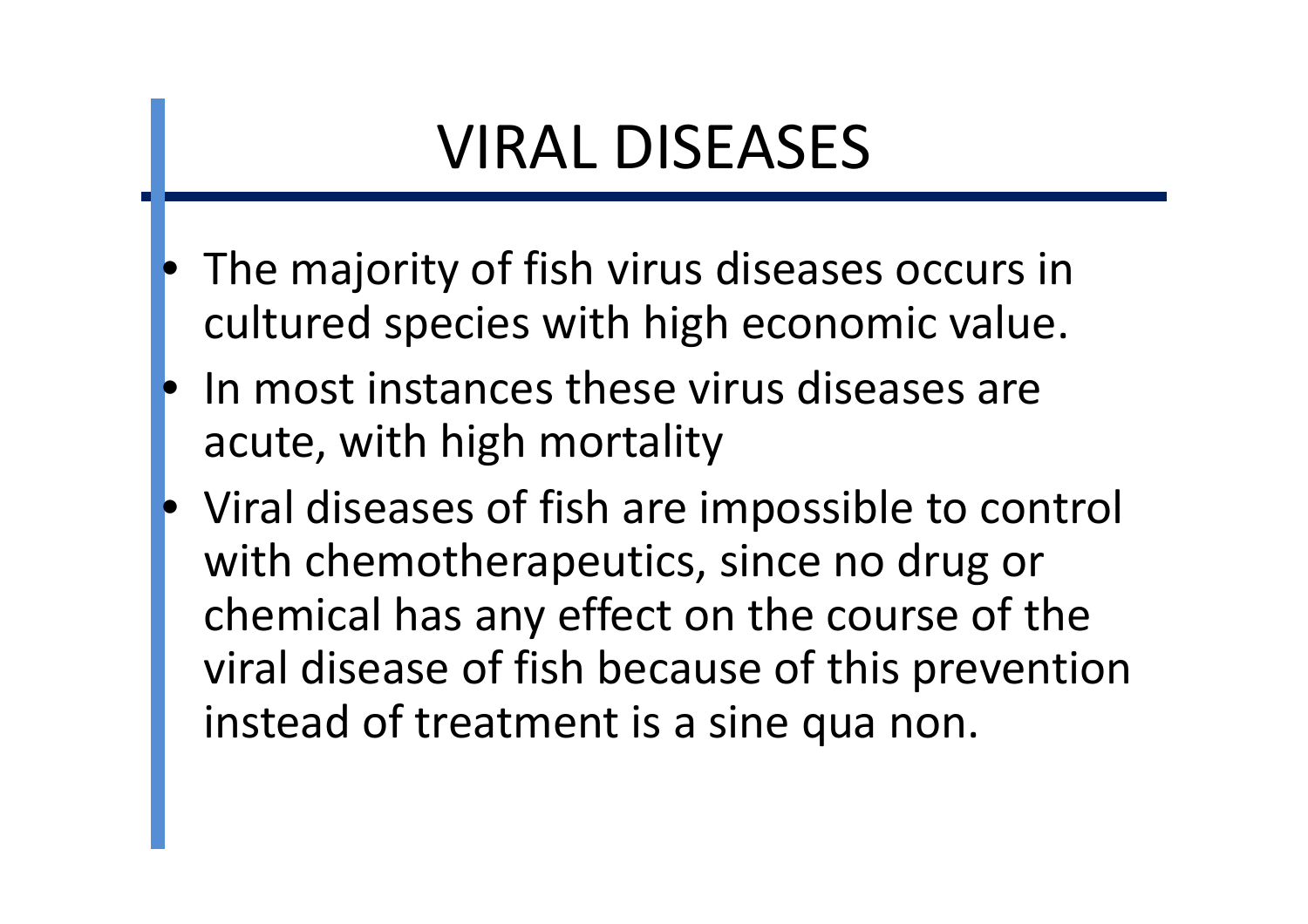# VIRAL DISEASES

- The majority of fish virus diseases occurs in cultured species with high economic value.
- In most instances these virus diseases are acute, with high mortality
- Viral diseases of fish are impossible to control with chemotherapeutics, since no drug or chemical has any effect on the course of the viral disease of fish because of this prevention instead of treatment is a sine qua non.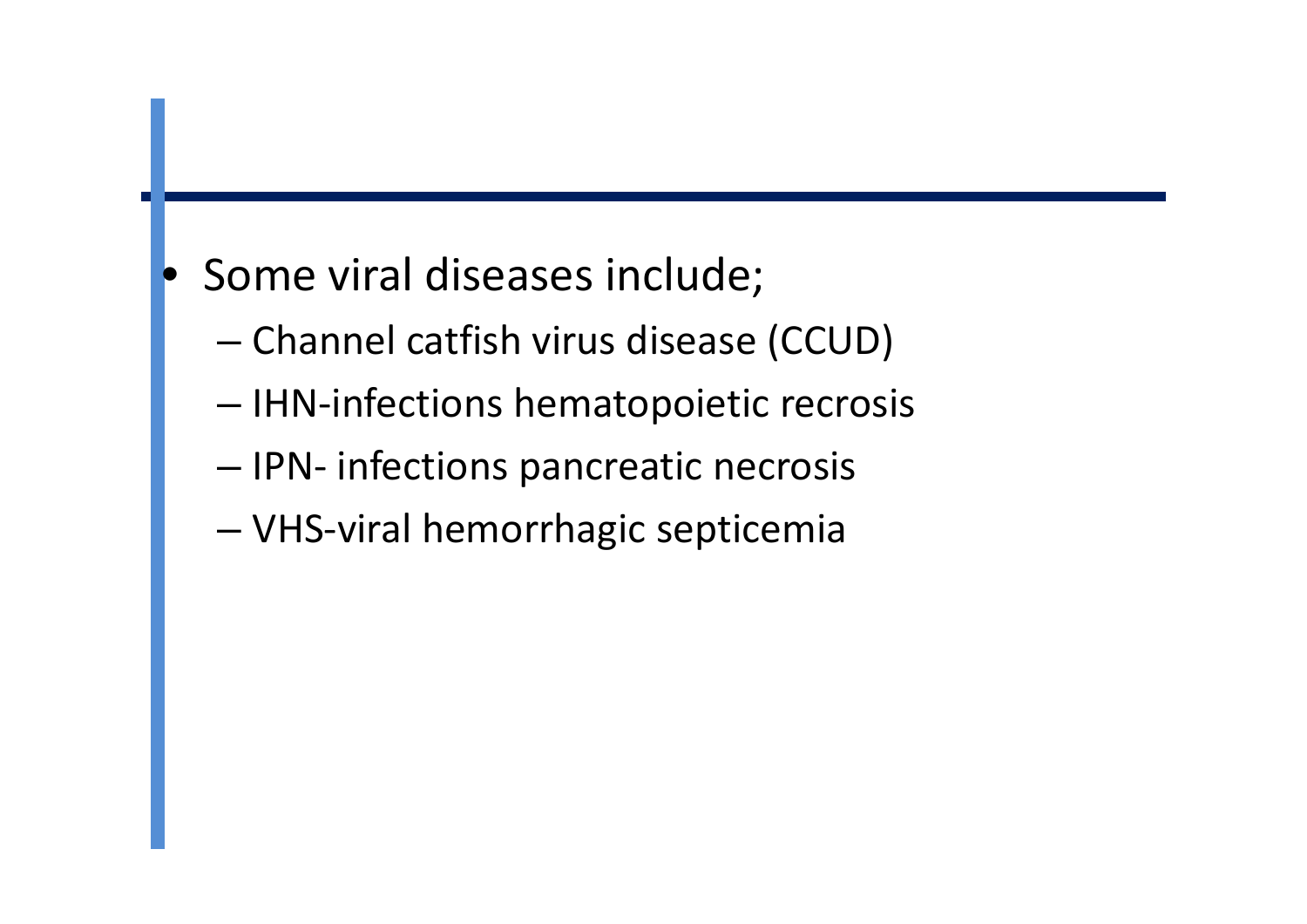- Some viral diseases include;
  - Channel catfish virus disease (CCUD)
  - IHN-infections hematopoietic recrosis
  - IPN- infections pancreatic necrosis
  - VHS-viral hemorrhagic septicemia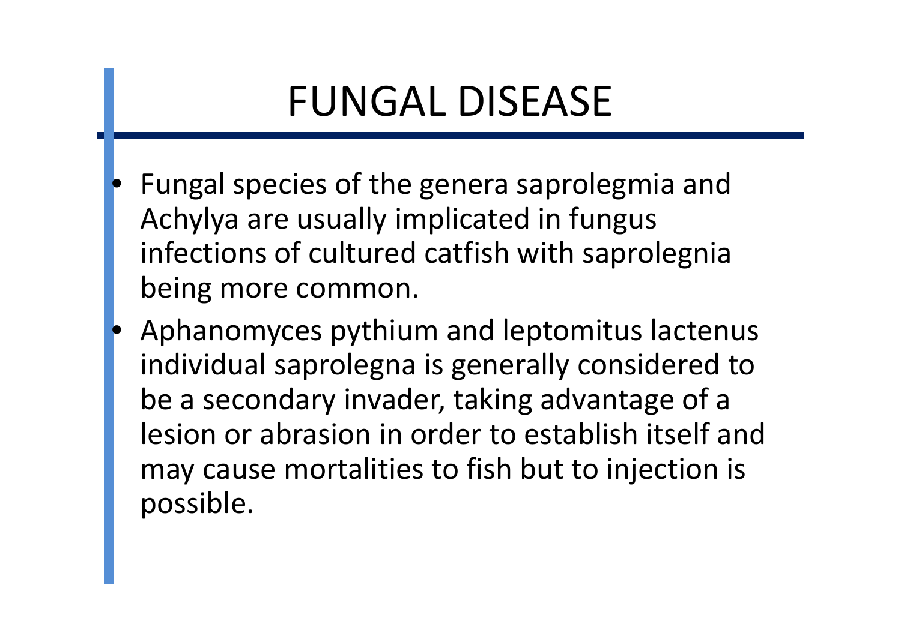# FUNGAL DISEASE

- Fungal species of the genera saprolegmia and Achylya are usually implicated in fungus infections of cultured catfish with saprolegnia being more common.
- Aphanomyces pythium and leptomitus lactenus individual saprolegna is generally considered to be a secondary invader, taking advantage of a lesion or abrasion in order to establish itself and may cause mortalities to fish but to injection is possible.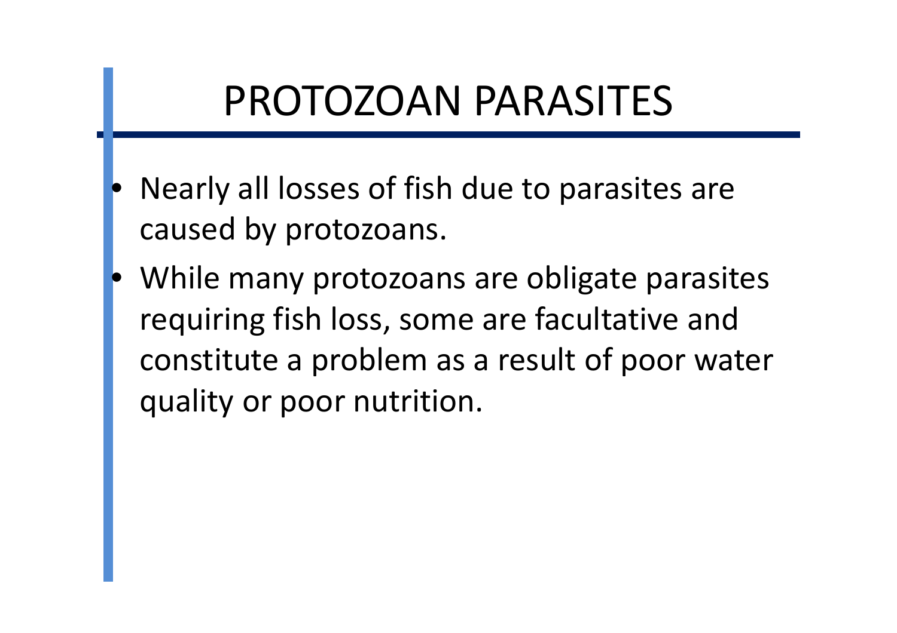# PROTOZOAN PARASITES

- Nearly all losses of fish due to parasites are caused by protozoans.
- While many protozoans are obligate parasites requiring fish loss, some are facultative and constitute a problem as a result of poor water quality or poor nutrition.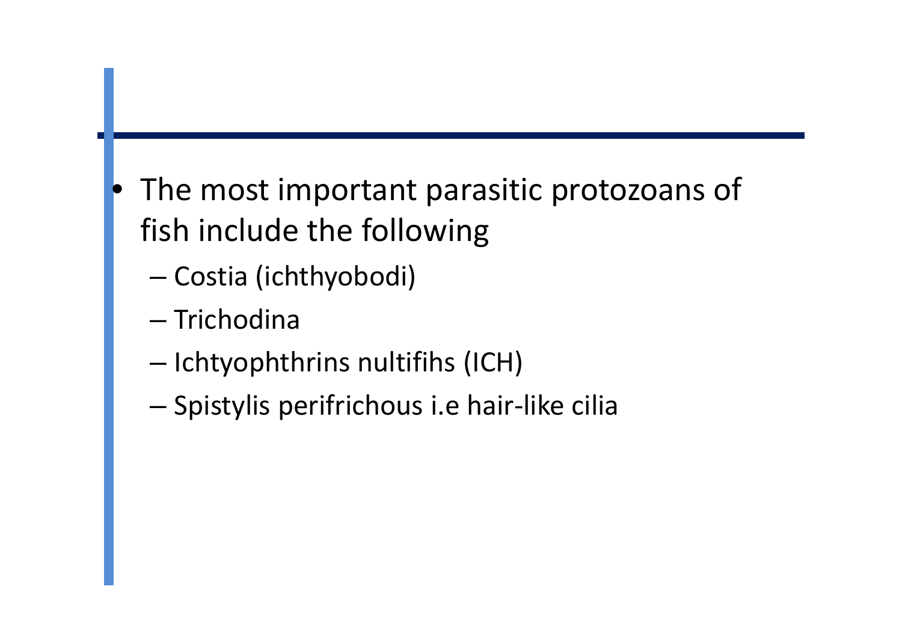- The most important parasitic protozoans of fish include the following
  - Costia (ichthyobodi)
  - Trichodina
  - Ichtyophthrins nultifihs (ICH)
  - Spistylis perifrichous i.e hair-like cilia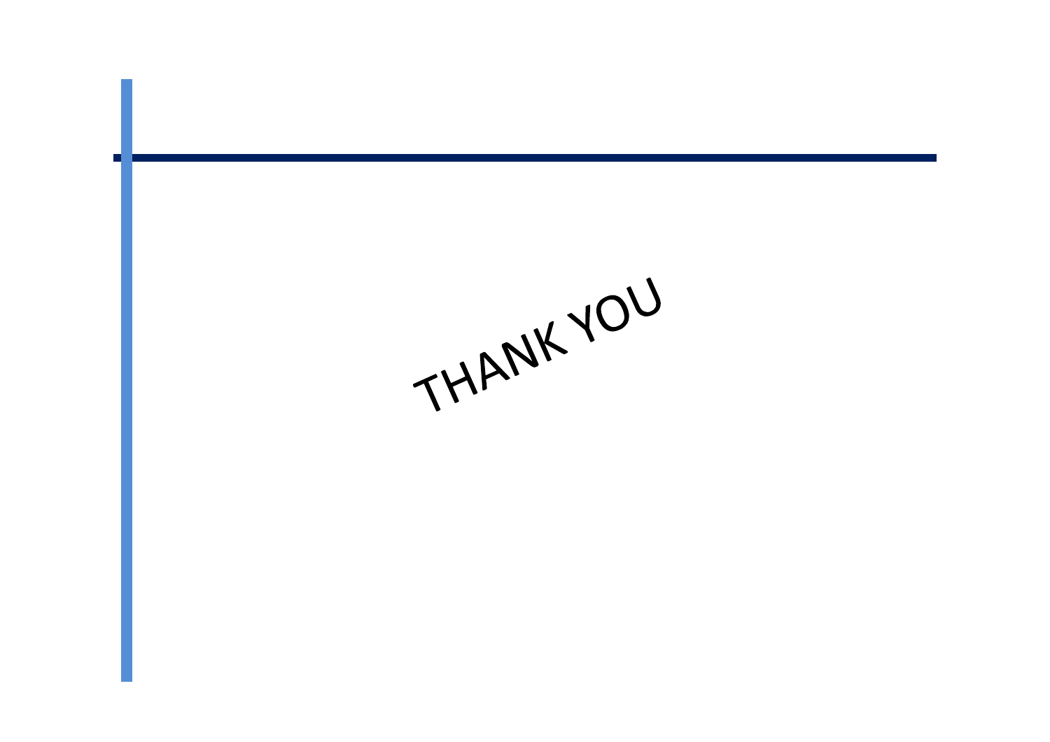THANK YOU